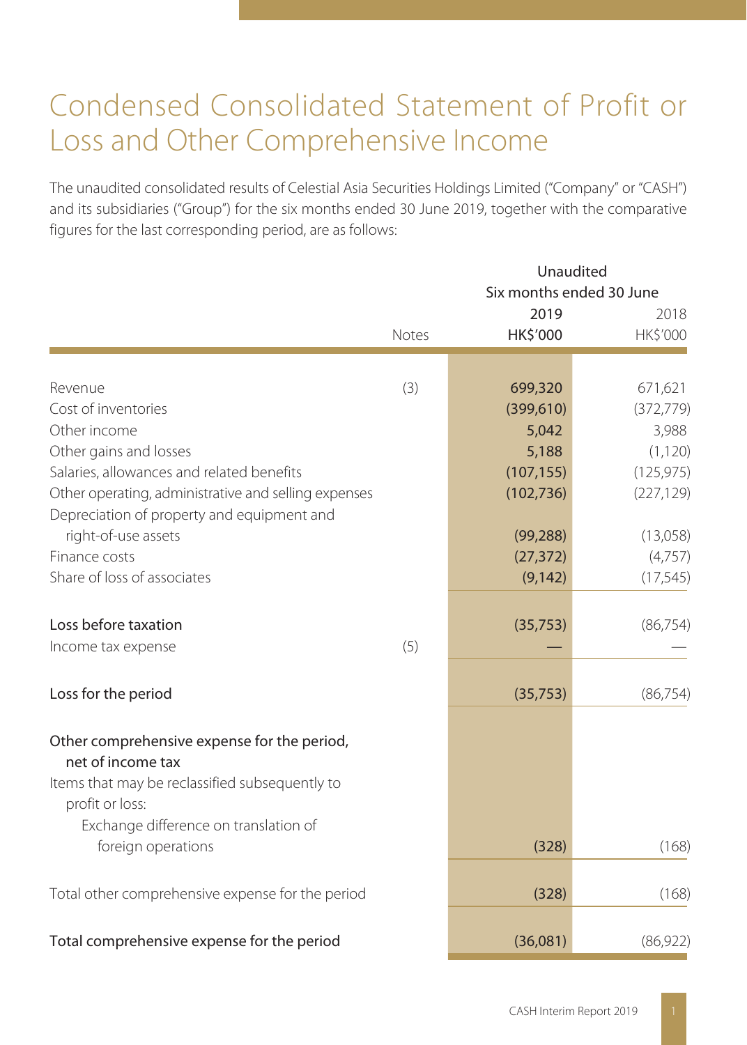# Condensed Consolidated Statement of Profit or Loss and Other Comprehensive Income

The unaudited consolidated results of Celestial Asia Securities Holdings Limited ("Company" or "CASH") and its subsidiaries ("Group") for the six months ended 30 June 2019, together with the comparative figures for the last corresponding period, are as follows:

| | Notes | Unaudited Six months ended 30 June 2019 HK$'000 | 2018 HK$'000 |
|---|---|---|---|
| Revenue | (3) | 699,320 | 671,621 |
| Cost of inventories | | (399,610) | (372,779) |
| Other income | | 5,042 | 3,988 |
| Other gains and losses | | 5,188 | (1,120) |
| Salaries, allowances and related benefits | | (107,155) | (125,975) |
| Other operating, administrative and selling expenses | | (102,736) | (227,129) |
| Depreciation of property and equipment and right-of-use assets | | (99,288) | (13,058) |
| Finance costs | | (27,372) | (4,757) |
| Share of loss of associates | | (9,142) | (17,545) |
| **Loss before taxation** | | (35,753) | (86,754) |
| Income tax expense | (5) | — | — |
| **Loss for the period** | | (35,753) | (86,754) |
| **Other comprehensive expense for the period, net of income tax** | | | |
| Items that may be reclassified subsequently to profit or loss: | | | |
| Exchange difference on translation of foreign operations | | (328) | (168) |
| Total other comprehensive expense for the period | | (328) | (168) |
| **Total comprehensive expense for the period** | | (36,081) | (86,922) |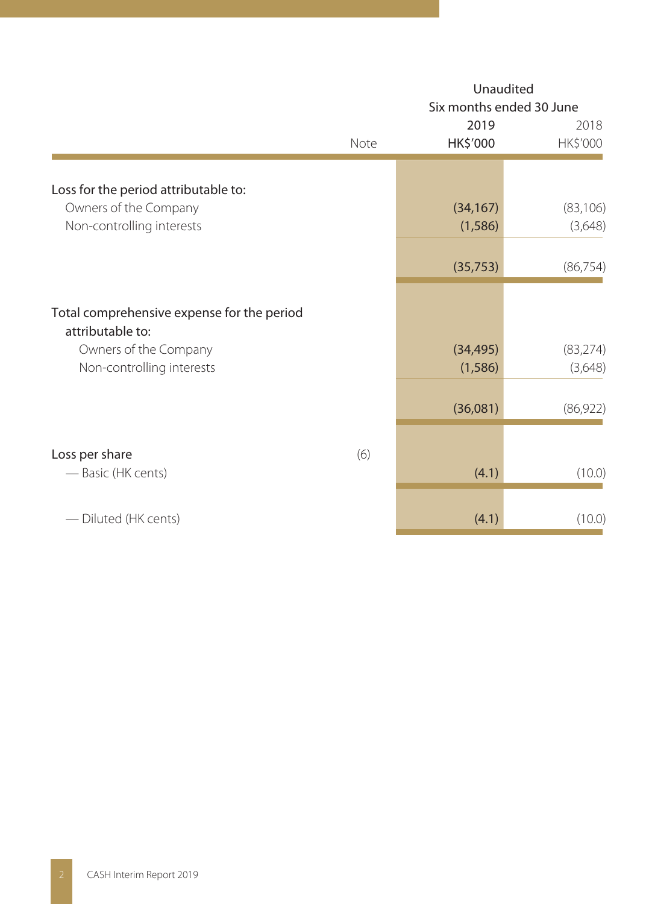| | Note | Unaudited Six months ended 30 June 2019 HK$'000 | 2018 HK$'000 |
|---|---|---|---|
| Loss for the period attributable to: | | | |
| Owners of the Company | | (34,167) | (83,106) |
| Non-controlling interests | | (1,586) | (3,648) |
| | | (35,753) | (86,754) |
| Total comprehensive expense for the period attributable to: | | | |
| Owners of the Company | | (34,495) | (83,274) |
| Non-controlling interests | | (1,586) | (3,648) |
| | | (36,081) | (86,922) |
| Loss per share | (6) | | |
| — Basic (HK cents) | | (4.1) | (10.0) |
| — Diluted (HK cents) | | (4.1) | (10.0) |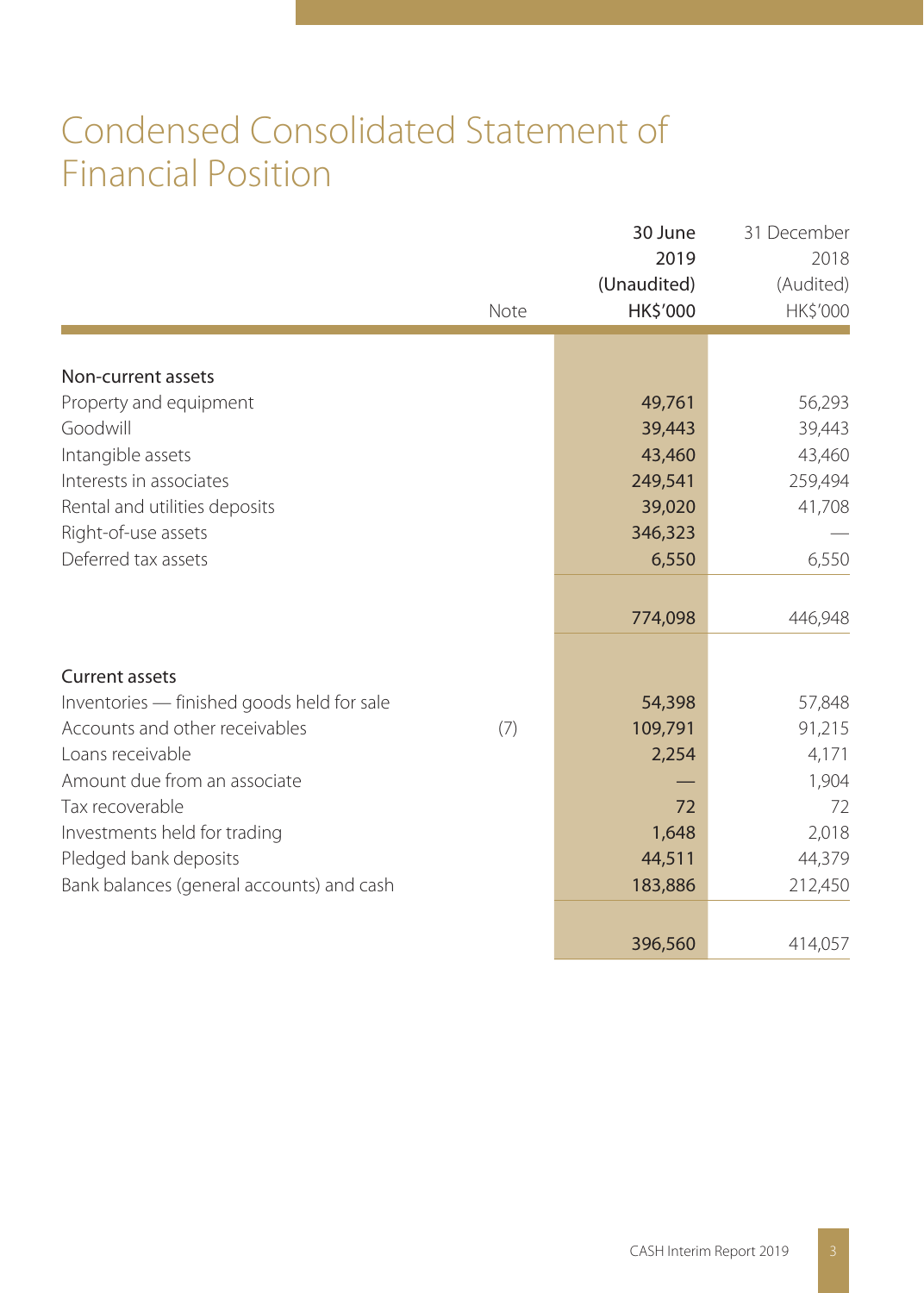# Condensed Consolidated Statement of Financial Position

| | Note | 30 June 2019 (Unaudited) HK$'000 | 31 December 2018 (Audited) HK$'000 |
|---|---|---|---|
| **Non-current assets** | | | |
| Property and equipment | | 49,761 | 56,293 |
| Goodwill | | 39,443 | 39,443 |
| Intangible assets | | 43,460 | 43,460 |
| Interests in associates | | 249,541 | 259,494 |
| Rental and utilities deposits | | 39,020 | 41,708 |
| Right-of-use assets | | 346,323 | — |
| Deferred tax assets | | 6,550 | 6,550 |
| | | 774,098 | 446,948 |
| **Current assets** | | | |
| Inventories — finished goods held for sale | | 54,398 | 57,848 |
| Accounts and other receivables | (7) | 109,791 | 91,215 |
| Loans receivable | | 2,254 | 4,171 |
| Amount due from an associate | | — | 1,904 |
| Tax recoverable | | 72 | 72 |
| Investments held for trading | | 1,648 | 2,018 |
| Pledged bank deposits | | 44,511 | 44,379 |
| Bank balances (general accounts) and cash | | 183,886 | 212,450 |
| | | 396,560 | 414,057 |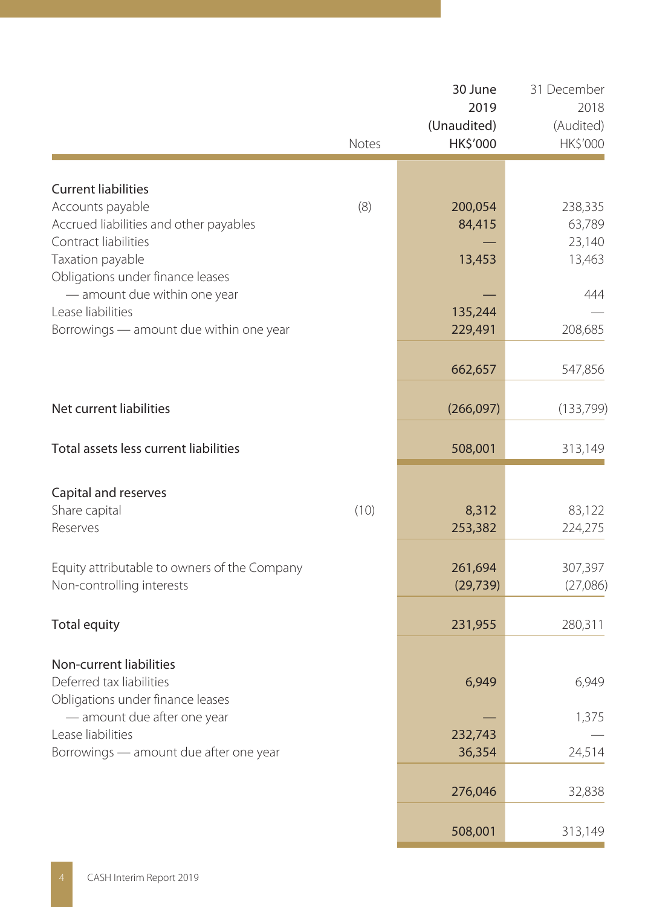| | Notes | 30 June 2019 (Unaudited) HK$'000 | 31 December 2018 (Audited) HK$'000 |
|---|---|---|---|
| **Current liabilities** | | | |
| Accounts payable | (8) | 200,054 | 238,335 |
| Accrued liabilities and other payables | | 84,415 | 63,789 |
| Contract liabilities | | — | 23,140 |
| Taxation payable | | 13,453 | 13,463 |
| Obligations under finance leases | | | |
| — amount due within one year | | — | 444 |
| Lease liabilities | | 135,244 | — |
| Borrowings — amount due within one year | | 229,491 | 208,685 |
| | | 662,657 | 547,856 |
| **Net current liabilities** | | (266,097) | (133,799) |
| **Total assets less current liabilities** | | 508,001 | 313,149 |
| **Capital and reserves** | | | |
| Share capital | (10) | 8,312 | 83,122 |
| Reserves | | 253,382 | 224,275 |
| Equity attributable to owners of the Company | | 261,694 | 307,397 |
| Non-controlling interests | | (29,739) | (27,086) |
| **Total equity** | | 231,955 | 280,311 |
| **Non-current liabilities** | | | |
| Deferred tax liabilities | | 6,949 | 6,949 |
| Obligations under finance leases | | | |
| — amount due after one year | | — | 1,375 |
| Lease liabilities | | 232,743 | — |
| Borrowings — amount due after one year | | 36,354 | 24,514 |
| | | 276,046 | 32,838 |
| | | 508,001 | 313,149 |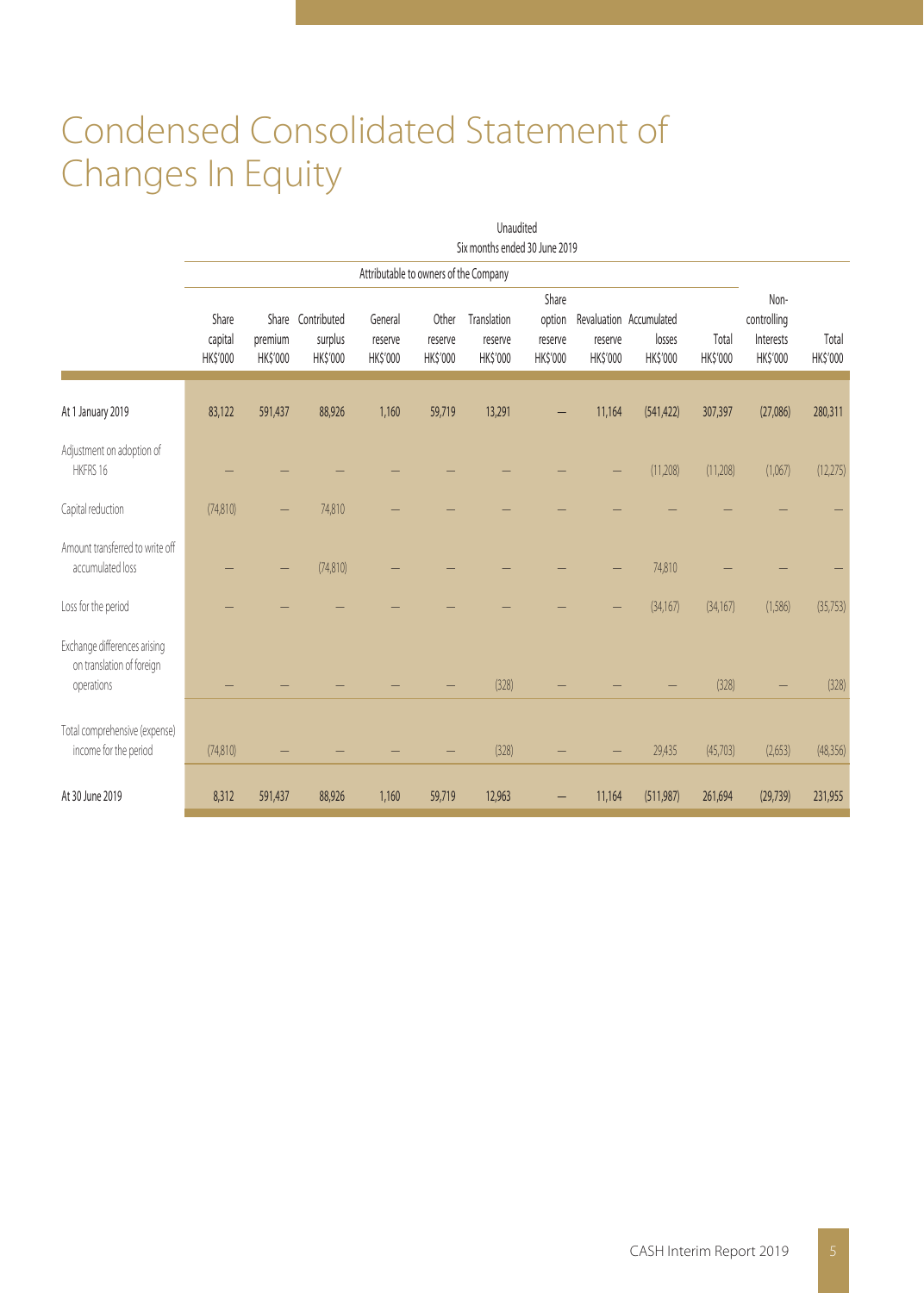# Condensed Consolidated Statement of Changes In Equity

| | Unaudited | | | | | | | | | | | |
|---|---|---|---|---|---|---|---|---|---|---|---|---|
| | Six months ended 30 June 2019 | | | | | | | | | | | |
| | Attributable to owners of the Company | | | | | | | | | | | |
| | Share capital HK$'000 | Share premium HK$'000 | Contributed surplus HK$'000 | General reserve HK$'000 | Other reserve HK$'000 | Translation reserve HK$'000 | Share option reserve HK$'000 | Revaluation reserve HK$'000 | Accumulated losses HK$'000 | Total HK$'000 | Non-controlling Interests HK$'000 | Total HK$'000 |
| At 1 January 2019 | 83,122 | 591,437 | 88,926 | 1,160 | 59,719 | 13,291 | – | 11,164 | (541,422) | 307,397 | (27,086) | 280,311 |
| Adjustment on adoption of HKFRS 16 | – | – | – | – | – | – | – | – | (11,208) | (11,208) | (1,067) | (12,275) |
| Capital reduction | (74,810) | – | 74,810 | – | – | – | – | – | – | – | – | – |
| Amount transferred to write off accumulated loss | – | – | (74,810) | – | – | – | – | – | 74,810 | – | – | – |
| Loss for the period | – | – | – | – | – | – | – | – | (34,167) | (34,167) | (1,586) | (35,753) |
| Exchange differences arising on translation of foreign operations | – | – | – | – | – | (328) | – | – | – | (328) | – | (328) |
| Total comprehensive (expense) income for the period | (74,810) | – | – | – | – | (328) | – | – | 29,435 | (45,703) | (2,653) | (48,356) |
| At 30 June 2019 | 8,312 | 591,437 | 88,926 | 1,160 | 59,719 | 12,963 | – | 11,164 | (511,987) | 261,694 | (29,739) | 231,955 |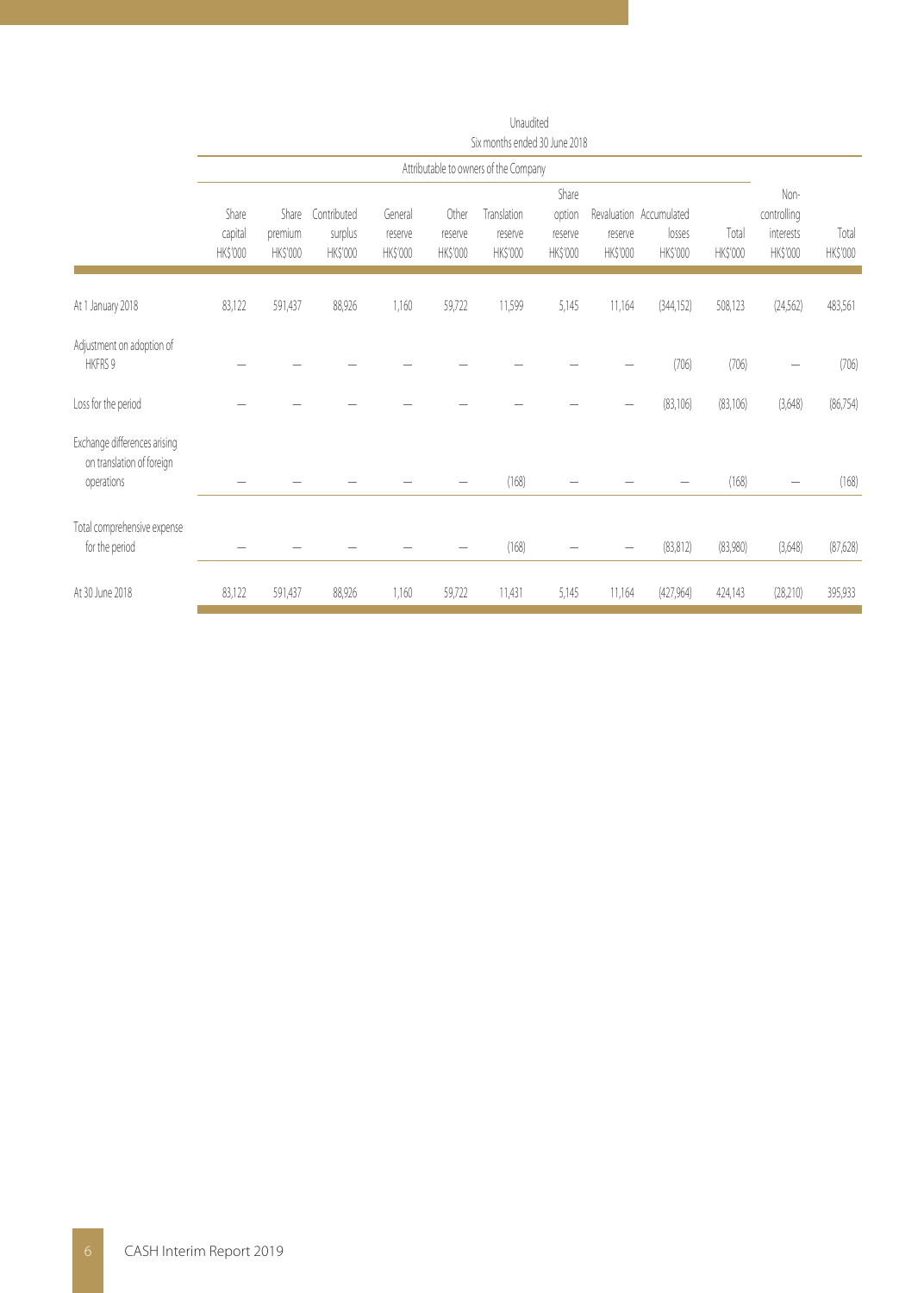| | Unaudited | | | | | | | | | | | |
|---|---|---|---|---|---|---|---|---|---|---|---|---|
| | Six months ended 30 June 2018 | | | | | | | | | | | |
| | Attributable to owners of the Company | | | | | | | | | | | |
| | Share capital HK$'000 | Share premium HK$'000 | Contributed surplus HK$'000 | General reserve HK$'000 | Other reserve HK$'000 | Translation reserve HK$'000 | Share option reserve HK$'000 | Revaluation reserve HK$'000 | Accumulated losses HK$'000 | Total HK$'000 | Non-controlling interests HK$'000 | Total HK$'000 |
| At 1 January 2018 | 83,122 | 591,437 | 88,926 | 1,160 | 59,722 | 11,599 | 5,145 | 11,164 | (344,152) | 508,123 | (24,562) | 483,561 |
| Adjustment on adoption of HKFRS 9 | – | – | – | – | – | – | – | – | (706) | (706) | – | (706) |
| Loss for the period | – | – | – | – | – | – | – | – | (83,106) | (83,106) | (3,648) | (86,754) |
| Exchange differences arising on translation of foreign operations | – | – | – | – | – | (168) | – | – | – | (168) | – | (168) |
| Total comprehensive expense for the period | – | – | – | – | – | (168) | – | – | (83,812) | (83,980) | (3,648) | (87,628) |
| At 30 June 2018 | 83,122 | 591,437 | 88,926 | 1,160 | 59,722 | 11,431 | 5,145 | 11,164 | (427,964) | 424,143 | (28,210) | 395,933 |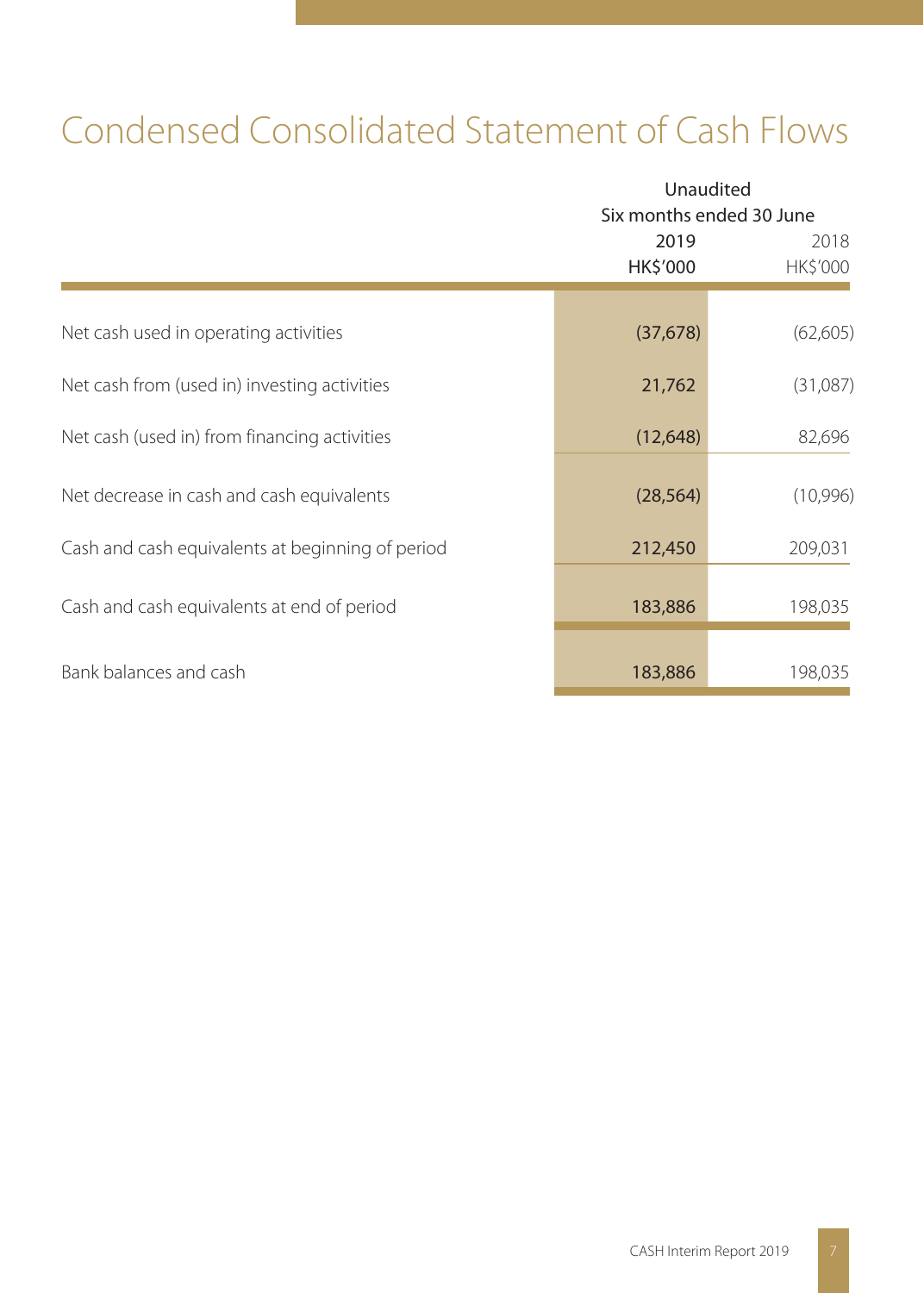# Condensed Consolidated Statement of Cash Flows

| | Unaudited | |
|---|---|---|
| | Six months ended 30 June | |
| | 2019 | 2018 |
| | HK$'000 | HK$'000 |
| Net cash used in operating activities | (37,678) | (62,605) |
| Net cash from (used in) investing activities | 21,762 | (31,087) |
| Net cash (used in) from financing activities | (12,648) | 82,696 |
| Net decrease in cash and cash equivalents | (28,564) | (10,996) |
| Cash and cash equivalents at beginning of period | 212,450 | 209,031 |
| Cash and cash equivalents at end of period | 183,886 | 198,035 |
| Bank balances and cash | 183,886 | 198,035 |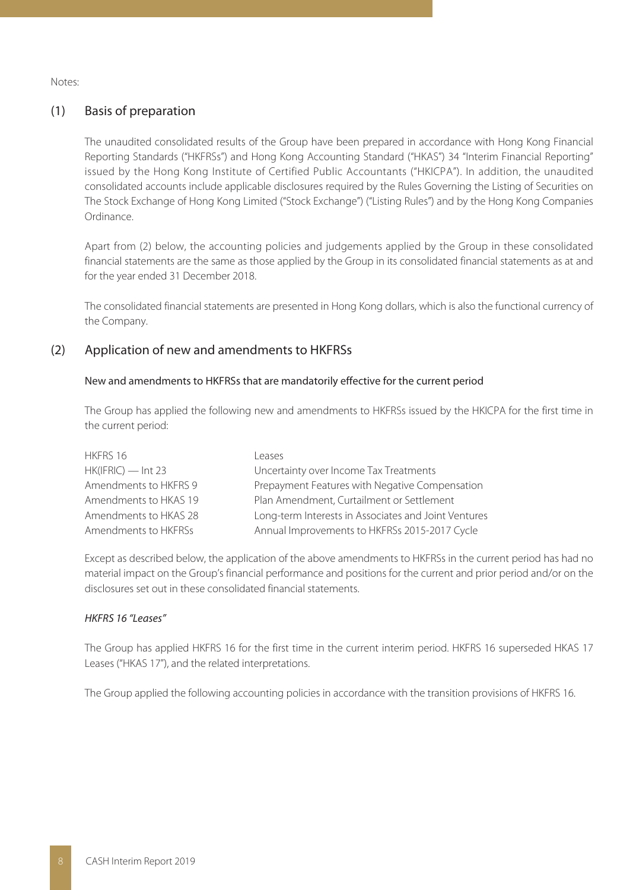Notes:

## (1) Basis of preparation

The unaudited consolidated results of the Group have been prepared in accordance with Hong Kong Financial Reporting Standards ("HKFRSs") and Hong Kong Accounting Standard ("HKAS") 34 "Interim Financial Reporting" issued by the Hong Kong Institute of Certified Public Accountants ("HKICPA"). In addition, the unaudited consolidated accounts include applicable disclosures required by the Rules Governing the Listing of Securities on The Stock Exchange of Hong Kong Limited ("Stock Exchange") ("Listing Rules") and by the Hong Kong Companies Ordinance.

Apart from (2) below, the accounting policies and judgements applied by the Group in these consolidated financial statements are the same as those applied by the Group in its consolidated financial statements as at and for the year ended 31 December 2018.

The consolidated financial statements are presented in Hong Kong dollars, which is also the functional currency of the Company.

## (2) Application of new and amendments to HKFRSs

### New and amendments to HKFRSs that are mandatorily effective for the current period

The Group has applied the following new and amendments to HKFRSs issued by the HKICPA for the first time in the current period:

| | |
|---|---|
| HKFRS 16 | Leases |
| HK(IFRIC) — Int 23 | Uncertainty over Income Tax Treatments |
| Amendments to HKFRS 9 | Prepayment Features with Negative Compensation |
| Amendments to HKAS 19 | Plan Amendment, Curtailment or Settlement |
| Amendments to HKAS 28 | Long-term Interests in Associates and Joint Ventures |
| Amendments to HKFRSs | Annual Improvements to HKFRSs 2015-2017 Cycle |

Except as described below, the application of the above amendments to HKFRSs in the current period has had no material impact on the Group's financial performance and positions for the current and prior period and/or on the disclosures set out in these consolidated financial statements.

*HKFRS 16 "Leases"*

The Group has applied HKFRS 16 for the first time in the current interim period. HKFRS 16 superseded HKAS 17 Leases ("HKAS 17"), and the related interpretations.

The Group applied the following accounting policies in accordance with the transition provisions of HKFRS 16.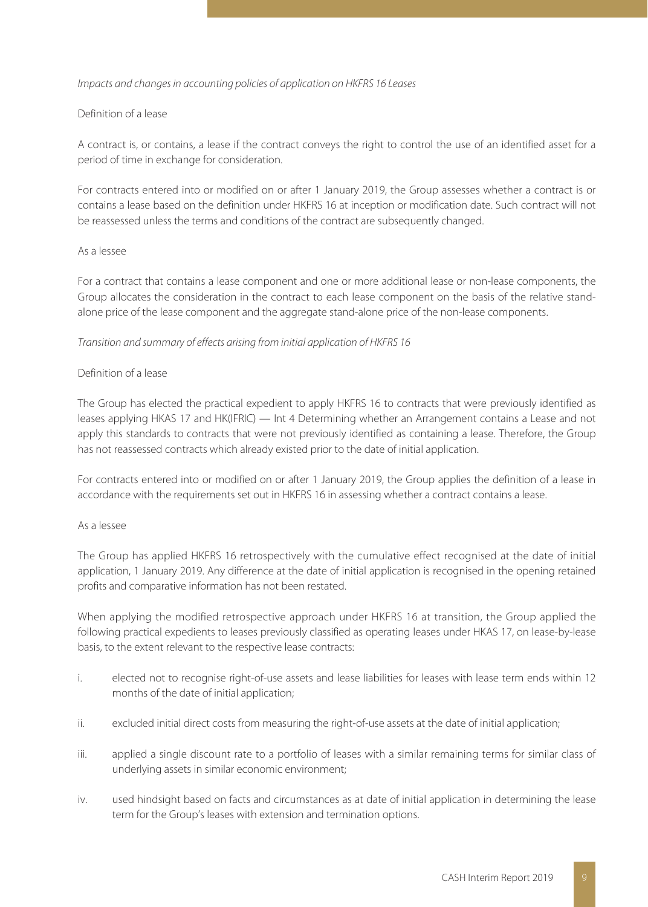*Impacts and changes in accounting policies of application on HKFRS 16 Leases*

Definition of a lease

A contract is, or contains, a lease if the contract conveys the right to control the use of an identified asset for a period of time in exchange for consideration.

For contracts entered into or modified on or after 1 January 2019, the Group assesses whether a contract is or contains a lease based on the definition under HKFRS 16 at inception or modification date. Such contract will not be reassessed unless the terms and conditions of the contract are subsequently changed.

As a lessee

For a contract that contains a lease component and one or more additional lease or non-lease components, the Group allocates the consideration in the contract to each lease component on the basis of the relative stand-alone price of the lease component and the aggregate stand-alone price of the non-lease components.

*Transition and summary of effects arising from initial application of HKFRS 16*

Definition of a lease

The Group has elected the practical expedient to apply HKFRS 16 to contracts that were previously identified as leases applying HKAS 17 and HK(IFRIC) — Int 4 Determining whether an Arrangement contains a Lease and not apply this standards to contracts that were not previously identified as containing a lease. Therefore, the Group has not reassessed contracts which already existed prior to the date of initial application.

For contracts entered into or modified on or after 1 January 2019, the Group applies the definition of a lease in accordance with the requirements set out in HKFRS 16 in assessing whether a contract contains a lease.

As a lessee

The Group has applied HKFRS 16 retrospectively with the cumulative effect recognised at the date of initial application, 1 January 2019. Any difference at the date of initial application is recognised in the opening retained profits and comparative information has not been restated.

When applying the modified retrospective approach under HKFRS 16 at transition, the Group applied the following practical expedients to leases previously classified as operating leases under HKAS 17, on lease-by-lease basis, to the extent relevant to the respective lease contracts:

i. elected not to recognise right-of-use assets and lease liabilities for leases with lease term ends within 12 months of the date of initial application;

ii. excluded initial direct costs from measuring the right-of-use assets at the date of initial application;

iii. applied a single discount rate to a portfolio of leases with a similar remaining terms for similar class of underlying assets in similar economic environment;

iv. used hindsight based on facts and circumstances as at date of initial application in determining the lease term for the Group's leases with extension and termination options.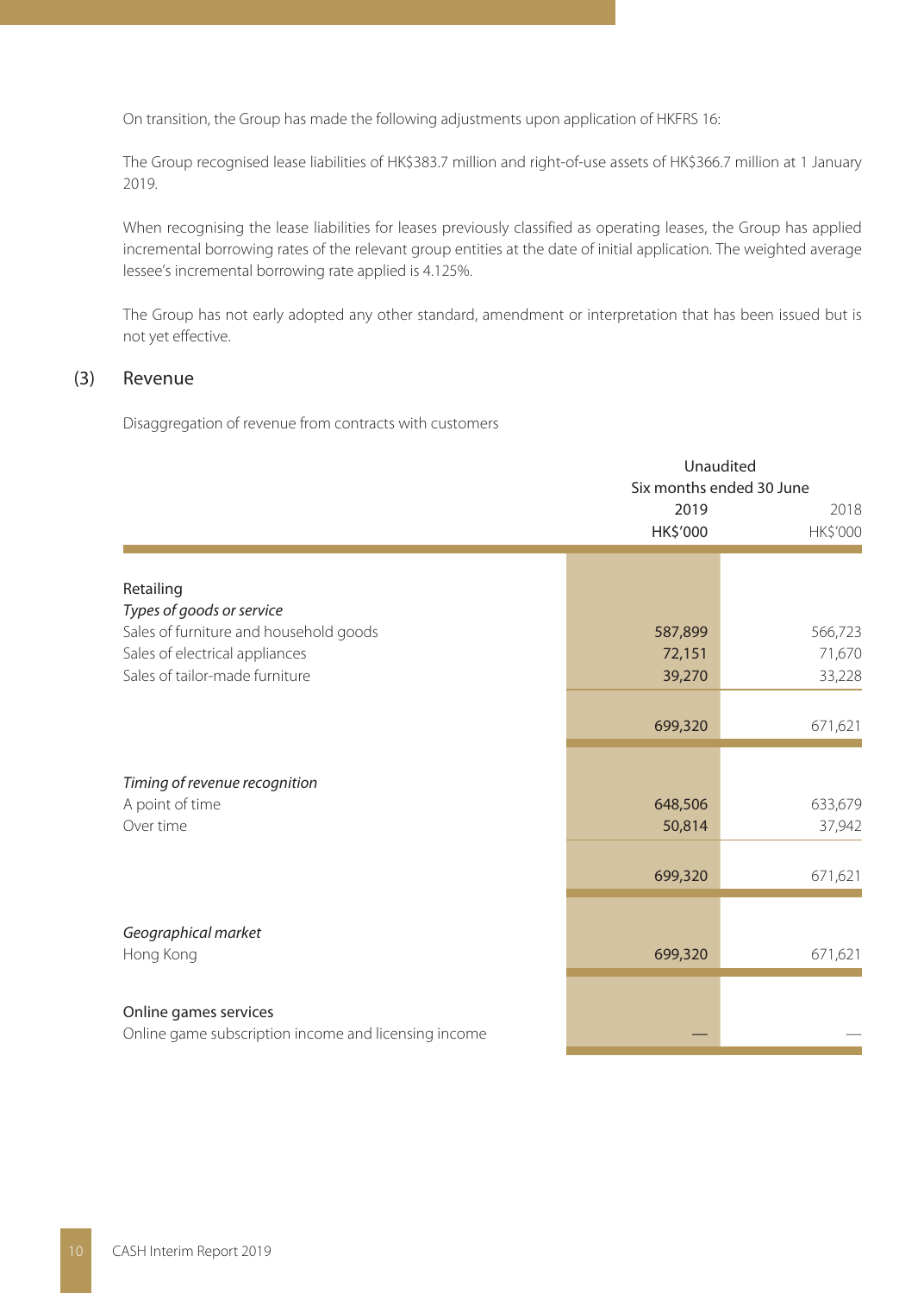On transition, the Group has made the following adjustments upon application of HKFRS 16:

The Group recognised lease liabilities of HK$383.7 million and right-of-use assets of HK$366.7 million at 1 January 2019.

When recognising the lease liabilities for leases previously classified as operating leases, the Group has applied incremental borrowing rates of the relevant group entities at the date of initial application. The weighted average lessee's incremental borrowing rate applied is 4.125%.

The Group has not early adopted any other standard, amendment or interpretation that has been issued but is not yet effective.

## (3) Revenue

Disaggregation of revenue from contracts with customers

| | Unaudited | |
|---|---|---|
| | Six months ended 30 June | |
| | 2019 | 2018 |
| | HK$'000 | HK$'000 |
| **Retailing** | | |
| *Types of goods or service* | | |
| Sales of furniture and household goods | 587,899 | 566,723 |
| Sales of electrical appliances | 72,151 | 71,670 |
| Sales of tailor-made furniture | 39,270 | 33,228 |
| | 699,320 | 671,621 |
| *Timing of revenue recognition* | | |
| A point of time | 648,506 | 633,679 |
| Over time | 50,814 | 37,942 |
| | 699,320 | 671,621 |
| *Geographical market* | | |
| Hong Kong | 699,320 | 671,621 |
| **Online games services** | | |
| Online game subscription income and licensing income | — | — |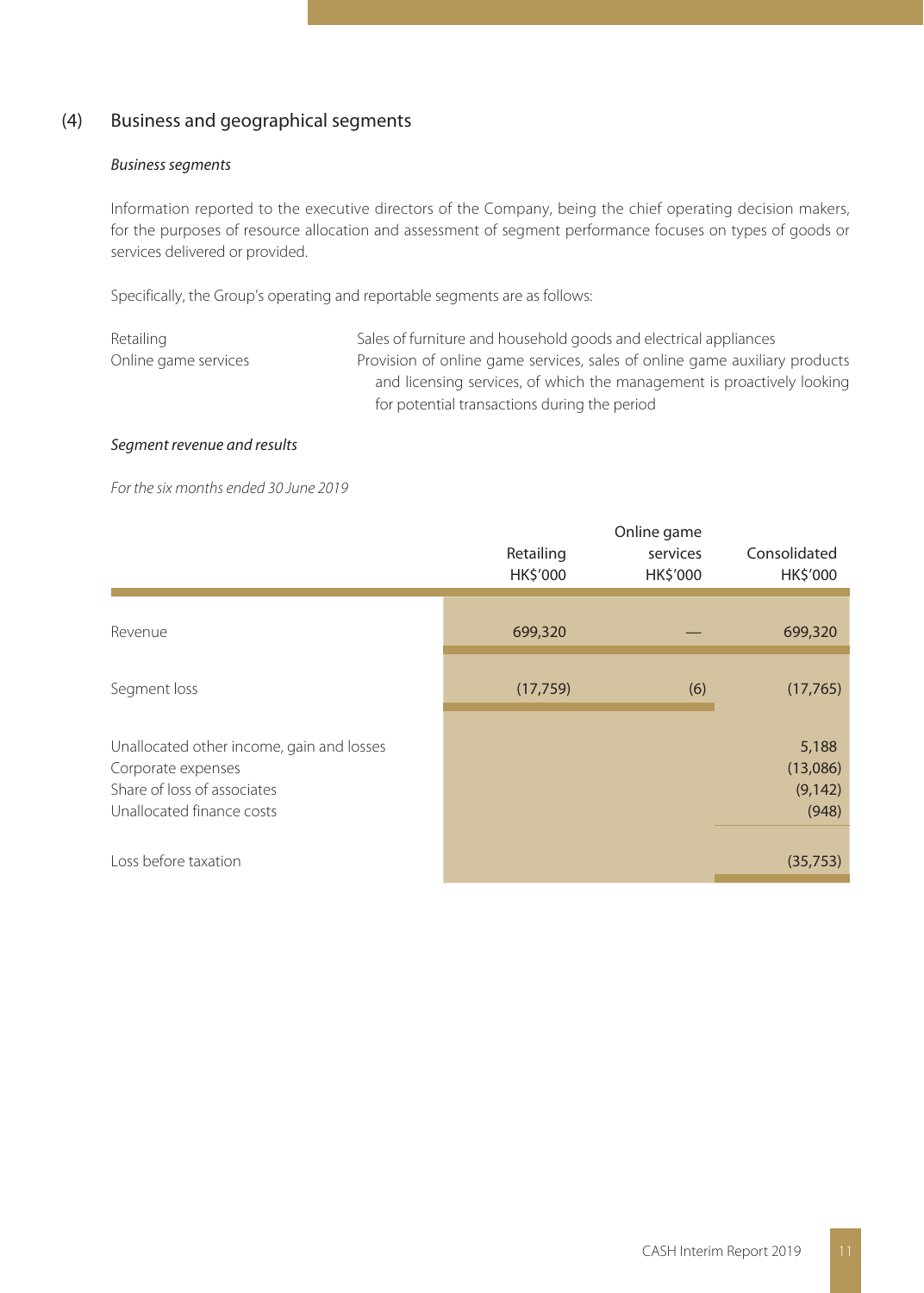## (4) Business and geographical segments

### *Business segments*

Information reported to the executive directors of the Company, being the chief operating decision makers, for the purposes of resource allocation and assessment of segment performance focuses on types of goods or services delivered or provided.

Specifically, the Group's operating and reportable segments are as follows:

| | |
|---|---|
| Retailing | Sales of furniture and household goods and electrical appliances |
| Online game services | Provision of online game services, sales of online game auxiliary products and licensing services, of which the management is proactively looking for potential transactions during the period |

### *Segment revenue and results*

*For the six months ended 30 June 2019*

| | Retailing HK$'000 | Online game services HK$'000 | Consolidated HK$'000 |
|---|---|---|---|
| Revenue | 699,320 | — | 699,320 |
| Segment loss | (17,759) | (6) | (17,765) |
| Unallocated other income, gain and losses | | | 5,188 |
| Corporate expenses | | | (13,086) |
| Share of loss of associates | | | (9,142) |
| Unallocated finance costs | | | (948) |
| Loss before taxation | | | (35,753) |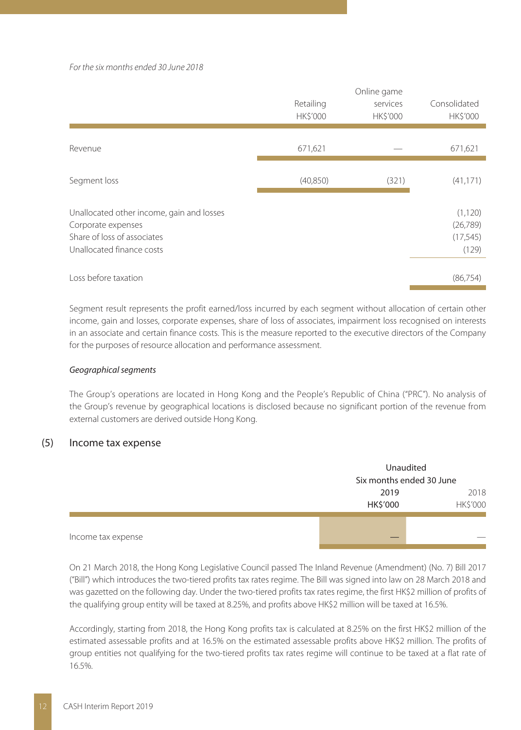*For the six months ended 30 June 2018*

| | Retailing HK$'000 | Online game services HK$'000 | Consolidated HK$'000 |
|---|---|---|---|
| Revenue | 671,621 | — | 671,621 |
| Segment loss | (40,850) | (321) | (41,171) |
| Unallocated other income, gain and losses | | | (1,120) |
| Corporate expenses | | | (26,789) |
| Share of loss of associates | | | (17,545) |
| Unallocated finance costs | | | (129) |
| Loss before taxation | | | (86,754) |

Segment result represents the profit earned/loss incurred by each segment without allocation of certain other income, gain and losses, corporate expenses, share of loss of associates, impairment loss recognised on interests in an associate and certain finance costs. This is the measure reported to the executive directors of the Company for the purposes of resource allocation and performance assessment.

*Geographical segments*

The Group's operations are located in Hong Kong and the People's Republic of China ("PRC"). No analysis of the Group's revenue by geographical locations is disclosed because no significant portion of the revenue from external customers are derived outside Hong Kong.

## (5) Income tax expense

| | Unaudited Six months ended 30 June 2019 HK$'000 | 2018 HK$'000 |
|---|---|---|
| Income tax expense | — | — |

On 21 March 2018, the Hong Kong Legislative Council passed The Inland Revenue (Amendment) (No. 7) Bill 2017 ("Bill") which introduces the two-tiered profits tax rates regime. The Bill was signed into law on 28 March 2018 and was gazetted on the following day. Under the two-tiered profits tax rates regime, the first HK$2 million of profits of the qualifying group entity will be taxed at 8.25%, and profits above HK$2 million will be taxed at 16.5%.

Accordingly, starting from 2018, the Hong Kong profits tax is calculated at 8.25% on the first HK$2 million of the estimated assessable profits and at 16.5% on the estimated assessable profits above HK$2 million. The profits of group entities not qualifying for the two-tiered profits tax rates regime will continue to be taxed at a flat rate of 16.5%.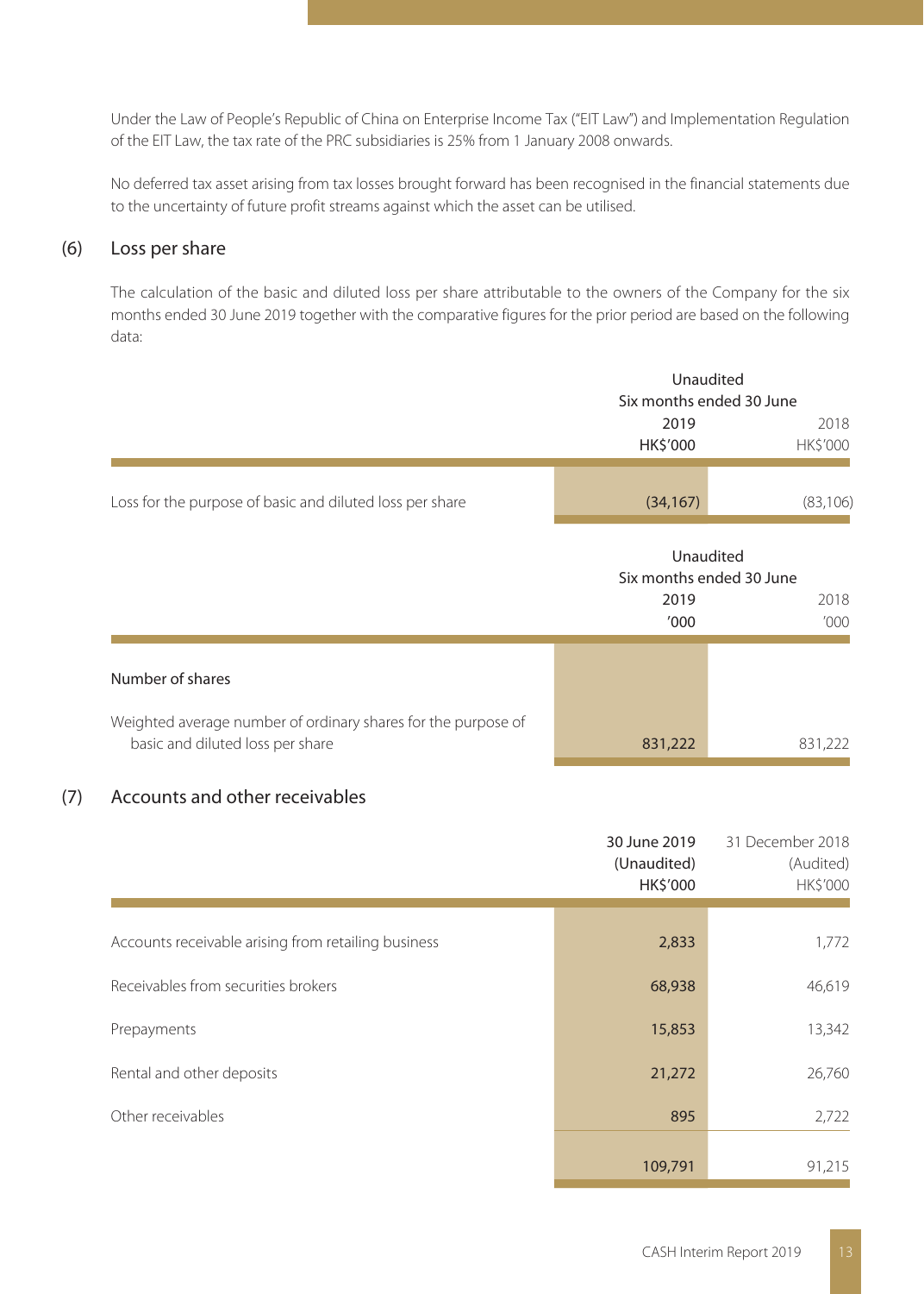Under the Law of People's Republic of China on Enterprise Income Tax ("EIT Law") and Implementation Regulation of the EIT Law, the tax rate of the PRC subsidiaries is 25% from 1 January 2008 onwards.

No deferred tax asset arising from tax losses brought forward has been recognised in the financial statements due to the uncertainty of future profit streams against which the asset can be utilised.

## (6) Loss per share

The calculation of the basic and diluted loss per share attributable to the owners of the Company for the six months ended 30 June 2019 together with the comparative figures for the prior period are based on the following data:

| | Unaudited Six months ended 30 June | |
|---|---|---|
| | 2019 HK$'000 | 2018 HK$'000 |
| Loss for the purpose of basic and diluted loss per share | (34,167) | (83,106) |

| | Unaudited Six months ended 30 June | |
|---|---|---|
| | 2019 '000 | 2018 '000 |
| **Number of shares** | | |
| Weighted average number of ordinary shares for the purpose of basic and diluted loss per share | 831,222 | 831,222 |

## (7) Accounts and other receivables

| | 30 June 2019 (Unaudited) HK$'000 | 31 December 2018 (Audited) HK$'000 |
|---|---|---|
| Accounts receivable arising from retailing business | 2,833 | 1,772 |
| Receivables from securities brokers | 68,938 | 46,619 |
| Prepayments | 15,853 | 13,342 |
| Rental and other deposits | 21,272 | 26,760 |
| Other receivables | 895 | 2,722 |
| | 109,791 | 91,215 |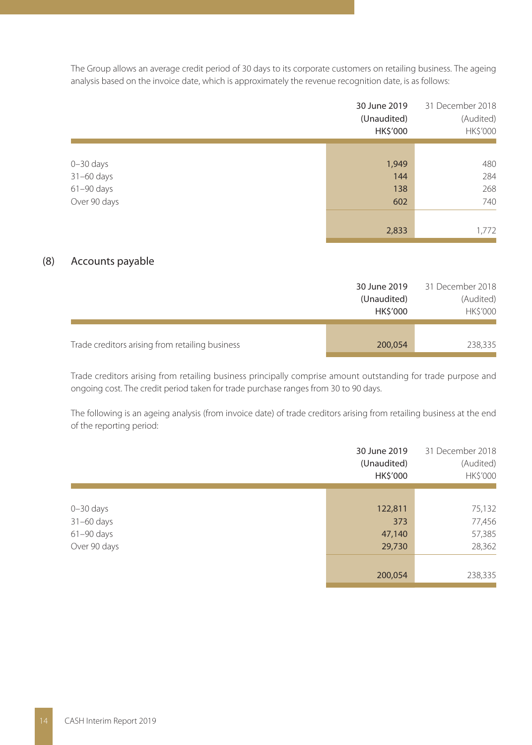The Group allows an average credit period of 30 days to its corporate customers on retailing business. The ageing analysis based on the invoice date, which is approximately the revenue recognition date, is as follows:

| | 30 June 2019 (Unaudited) HK$'000 | 31 December 2018 (Audited) HK$'000 |
|---|---|---|
| 0–30 days | 1,949 | 480 |
| 31–60 days | 144 | 284 |
| 61–90 days | 138 | 268 |
| Over 90 days | 602 | 740 |
| | 2,833 | 1,772 |

## (8) Accounts payable

| | 30 June 2019 (Unaudited) HK$'000 | 31 December 2018 (Audited) HK$'000 |
|---|---|---|
| Trade creditors arising from retailing business | 200,054 | 238,335 |

Trade creditors arising from retailing business principally comprise amount outstanding for trade purpose and ongoing cost. The credit period taken for trade purchase ranges from 30 to 90 days.

The following is an ageing analysis (from invoice date) of trade creditors arising from retailing business at the end of the reporting period:

| | 30 June 2019 (Unaudited) HK$'000 | 31 December 2018 (Audited) HK$'000 |
|---|---|---|
| 0–30 days | 122,811 | 75,132 |
| 31–60 days | 373 | 77,456 |
| 61–90 days | 47,140 | 57,385 |
| Over 90 days | 29,730 | 28,362 |
| | 200,054 | 238,335 |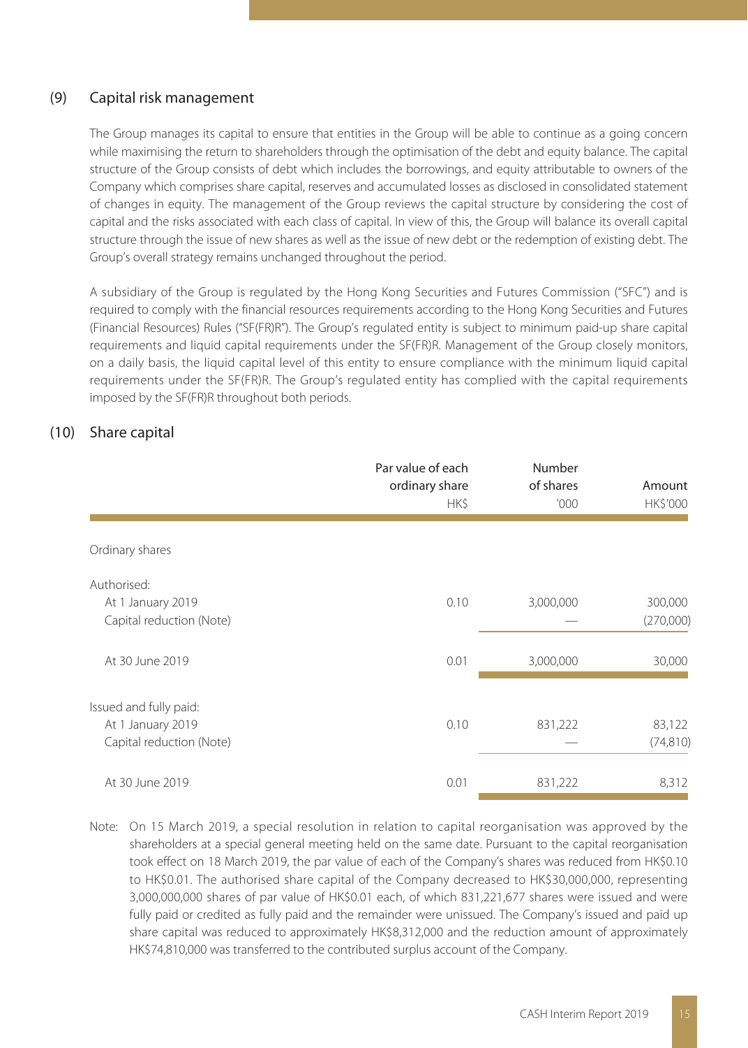## (9) Capital risk management

The Group manages its capital to ensure that entities in the Group will be able to continue as a going concern while maximising the return to shareholders through the optimisation of the debt and equity balance. The capital structure of the Group consists of debt which includes the borrowings, and equity attributable to owners of the Company which comprises share capital, reserves and accumulated losses as disclosed in consolidated statement of changes in equity. The management of the Group reviews the capital structure by considering the cost of capital and the risks associated with each class of capital. In view of this, the Group will balance its overall capital structure through the issue of new shares as well as the issue of new debt or the redemption of existing debt. The Group's overall strategy remains unchanged throughout the period.

A subsidiary of the Group is regulated by the Hong Kong Securities and Futures Commission ("SFC") and is required to comply with the financial resources requirements according to the Hong Kong Securities and Futures (Financial Resources) Rules ("SF(FR)R"). The Group's regulated entity is subject to minimum paid-up share capital requirements and liquid capital requirements under the SF(FR)R. Management of the Group closely monitors, on a daily basis, the liquid capital level of this entity to ensure compliance with the minimum liquid capital requirements under the SF(FR)R. The Group's regulated entity has complied with the capital requirements imposed by the SF(FR)R throughout both periods.

## (10) Share capital

| | Par value of each ordinary share<br>HK$ | Number of shares<br>'000 | Amount<br>HK$'000 |
|---|---|---|---|
| Ordinary shares | | | |
| Authorised: | | | |
| At 1 January 2019 | 0.10 | 3,000,000 | 300,000 |
| Capital reduction (Note) | | — | (270,000) |
| At 30 June 2019 | 0.01 | 3,000,000 | 30,000 |
| Issued and fully paid: | | | |
| At 1 January 2019 | 0.10 | 831,222 | 83,122 |
| Capital reduction (Note) | | — | (74,810) |
| At 30 June 2019 | 0.01 | 831,222 | 8,312 |

Note: On 15 March 2019, a special resolution in relation to capital reorganisation was approved by the shareholders at a special general meeting held on the same date. Pursuant to the capital reorganisation took effect on 18 March 2019, the par value of each of the Company's shares was reduced from HK$0.10 to HK$0.01. The authorised share capital of the Company decreased to HK$30,000,000, representing 3,000,000,000 shares of par value of HK$0.01 each, of which 831,221,677 shares were issued and were fully paid or credited as fully paid and the remainder were unissued. The Company's issued and paid up share capital was reduced to approximately HK$8,312,000 and the reduction amount of approximately HK$74,810,000 was transferred to the contributed surplus account of the Company.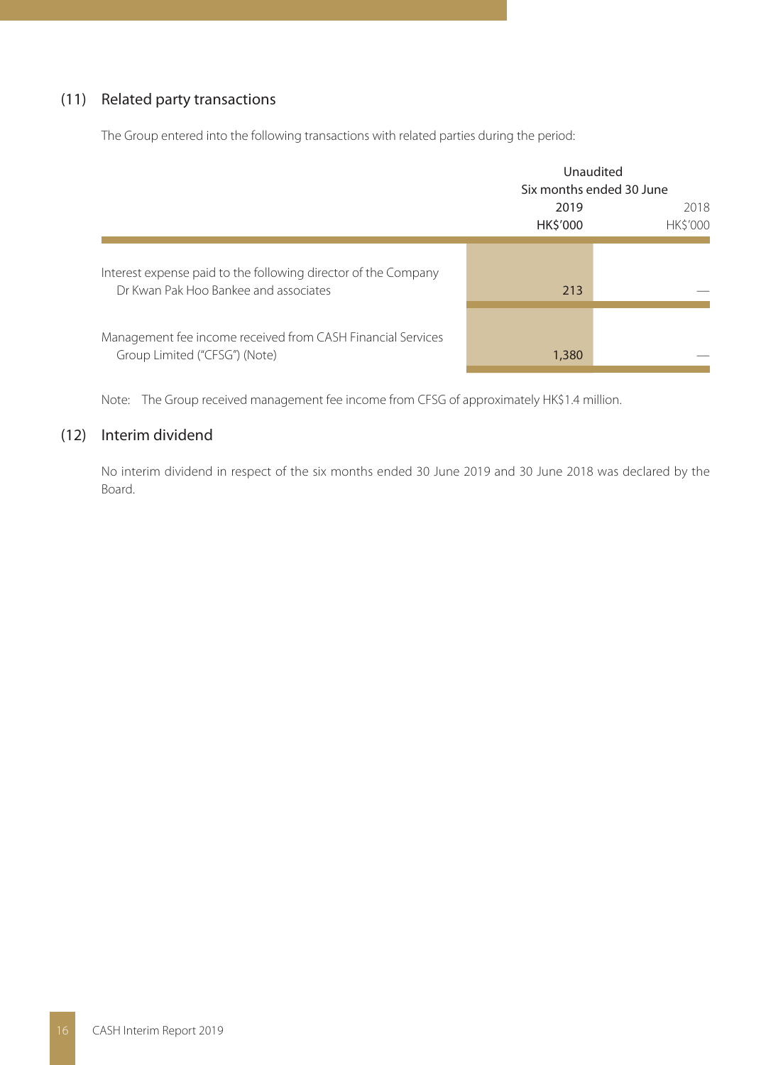## (11) Related party transactions

The Group entered into the following transactions with related parties during the period:

| | Unaudited | |
|---|---|---|
| | Six months ended 30 June | |
| | 2019 | 2018 |
| | HK$'000 | HK$'000 |
| Interest expense paid to the following director of the Company<br>Dr Kwan Pak Hoo Bankee and associates | 213 | — |
| Management fee income received from CASH Financial Services Group Limited ("CFSG") (Note) | 1,380 | — |

Note: The Group received management fee income from CFSG of approximately HK$1.4 million.

## (12) Interim dividend

No interim dividend in respect of the six months ended 30 June 2019 and 30 June 2018 was declared by the Board.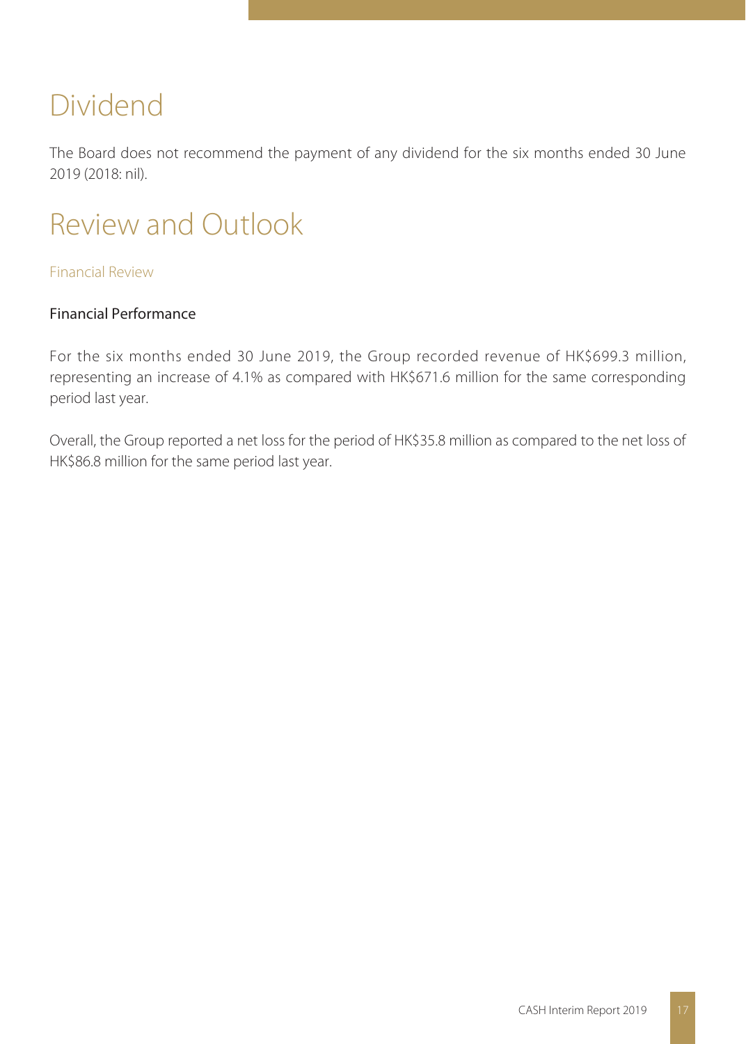# Dividend

The Board does not recommend the payment of any dividend for the six months ended 30 June 2019 (2018: nil).

# Review and Outlook

## Financial Review

### Financial Performance

For the six months ended 30 June 2019, the Group recorded revenue of HK$699.3 million, representing an increase of 4.1% as compared with HK$671.6 million for the same corresponding period last year.

Overall, the Group reported a net loss for the period of HK$35.8 million as compared to the net loss of HK$86.8 million for the same period last year.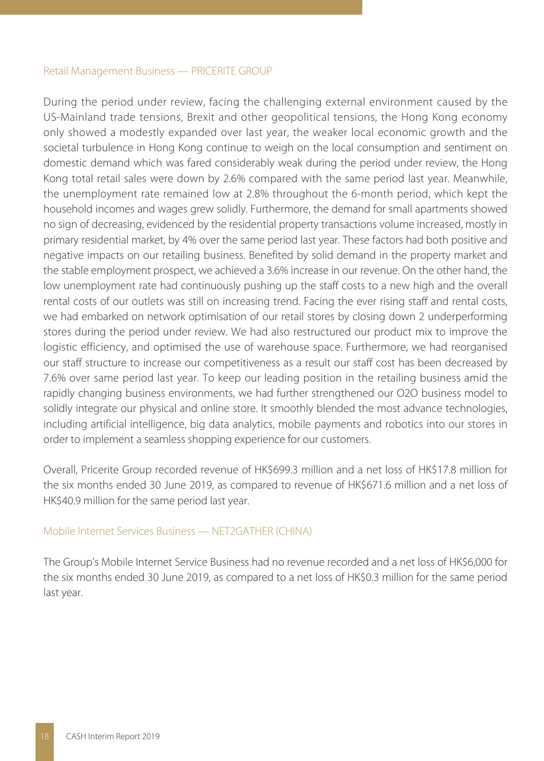### Retail Management Business — PRICERITE GROUP

During the period under review, facing the challenging external environment caused by the US-Mainland trade tensions, Brexit and other geopolitical tensions, the Hong Kong economy only showed a modestly expanded over last year, the weaker local economic growth and the societal turbulence in Hong Kong continue to weigh on the local consumption and sentiment on domestic demand which was fared considerably weak during the period under review, the Hong Kong total retail sales were down by 2.6% compared with the same period last year. Meanwhile, the unemployment rate remained low at 2.8% throughout the 6-month period, which kept the household incomes and wages grew solidly. Furthermore, the demand for small apartments showed no sign of decreasing, evidenced by the residential property transactions volume increased, mostly in primary residential market, by 4% over the same period last year. These factors had both positive and negative impacts on our retailing business. Benefited by solid demand in the property market and the stable employment prospect, we achieved a 3.6% increase in our revenue. On the other hand, the low unemployment rate had continuously pushing up the staff costs to a new high and the overall rental costs of our outlets was still on increasing trend. Facing the ever rising staff and rental costs, we had embarked on network optimisation of our retail stores by closing down 2 underperforming stores during the period under review. We had also restructured our product mix to improve the logistic efficiency, and optimised the use of warehouse space. Furthermore, we had reorganised our staff structure to increase our competitiveness as a result our staff cost has been decreased by 7.6% over same period last year. To keep our leading position in the retailing business amid the rapidly changing business environments, we had further strengthened our O2O business model to solidly integrate our physical and online store. It smoothly blended the most advance technologies, including artificial intelligence, big data analytics, mobile payments and robotics into our stores in order to implement a seamless shopping experience for our customers.

Overall, Pricerite Group recorded revenue of HK$699.3 million and a net loss of HK$17.8 million for the six months ended 30 June 2019, as compared to revenue of HK$671.6 million and a net loss of HK$40.9 million for the same period last year.

### Mobile Internet Services Business — NET2GATHER (CHINA)

The Group's Mobile Internet Service Business had no revenue recorded and a net loss of HK$6,000 for the six months ended 30 June 2019, as compared to a net loss of HK$0.3 million for the same period last year.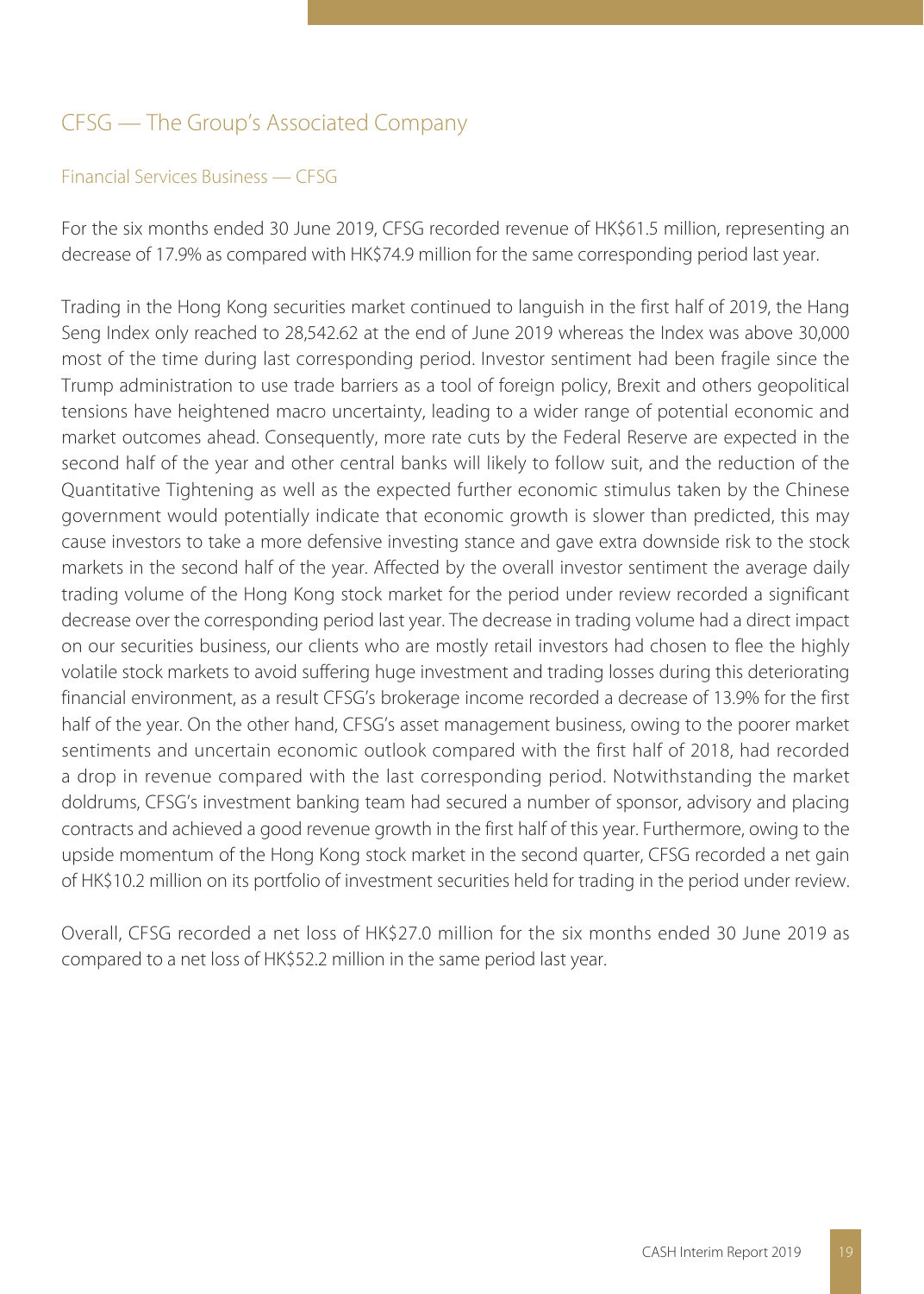## CFSG — The Group's Associated Company

### Financial Services Business — CFSG

For the six months ended 30 June 2019, CFSG recorded revenue of HK$61.5 million, representing an decrease of 17.9% as compared with HK$74.9 million for the same corresponding period last year.

Trading in the Hong Kong securities market continued to languish in the first half of 2019, the Hang Seng Index only reached to 28,542.62 at the end of June 2019 whereas the Index was above 30,000 most of the time during last corresponding period. Investor sentiment had been fragile since the Trump administration to use trade barriers as a tool of foreign policy, Brexit and others geopolitical tensions have heightened macro uncertainty, leading to a wider range of potential economic and market outcomes ahead. Consequently, more rate cuts by the Federal Reserve are expected in the second half of the year and other central banks will likely to follow suit, and the reduction of the Quantitative Tightening as well as the expected further economic stimulus taken by the Chinese government would potentially indicate that economic growth is slower than predicted, this may cause investors to take a more defensive investing stance and gave extra downside risk to the stock markets in the second half of the year. Affected by the overall investor sentiment the average daily trading volume of the Hong Kong stock market for the period under review recorded a significant decrease over the corresponding period last year. The decrease in trading volume had a direct impact on our securities business, our clients who are mostly retail investors had chosen to flee the highly volatile stock markets to avoid suffering huge investment and trading losses during this deteriorating financial environment, as a result CFSG's brokerage income recorded a decrease of 13.9% for the first half of the year. On the other hand, CFSG's asset management business, owing to the poorer market sentiments and uncertain economic outlook compared with the first half of 2018, had recorded a drop in revenue compared with the last corresponding period. Notwithstanding the market doldrums, CFSG's investment banking team had secured a number of sponsor, advisory and placing contracts and achieved a good revenue growth in the first half of this year. Furthermore, owing to the upside momentum of the Hong Kong stock market in the second quarter, CFSG recorded a net gain of HK$10.2 million on its portfolio of investment securities held for trading in the period under review.

Overall, CFSG recorded a net loss of HK$27.0 million for the six months ended 30 June 2019 as compared to a net loss of HK$52.2 million in the same period last year.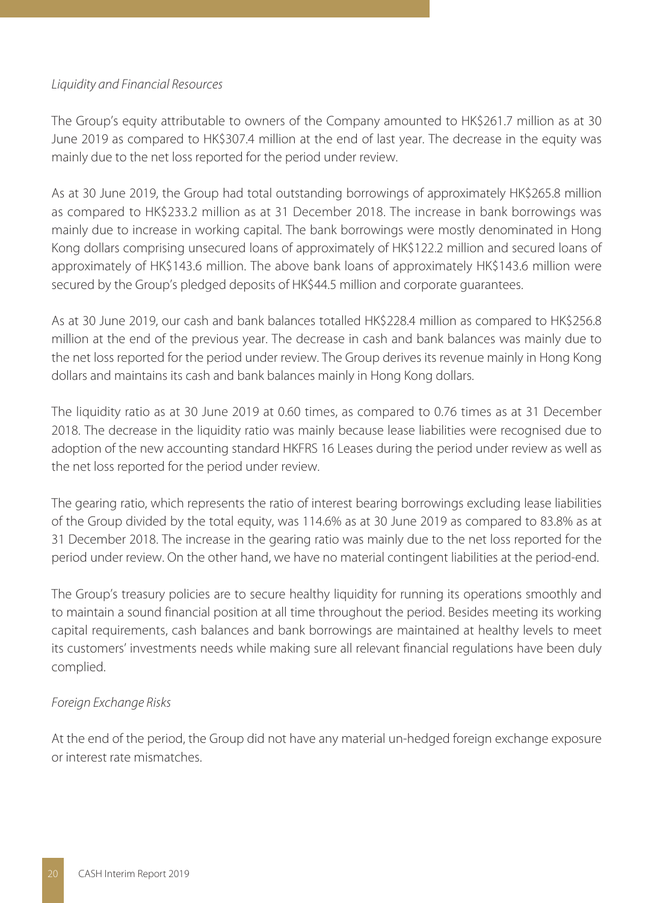*Liquidity and Financial Resources*

The Group's equity attributable to owners of the Company amounted to HK$261.7 million as at 30 June 2019 as compared to HK$307.4 million at the end of last year. The decrease in the equity was mainly due to the net loss reported for the period under review.

As at 30 June 2019, the Group had total outstanding borrowings of approximately HK$265.8 million as compared to HK$233.2 million as at 31 December 2018. The increase in bank borrowings was mainly due to increase in working capital. The bank borrowings were mostly denominated in Hong Kong dollars comprising unsecured loans of approximately of HK$122.2 million and secured loans of approximately of HK$143.6 million. The above bank loans of approximately HK$143.6 million were secured by the Group's pledged deposits of HK$44.5 million and corporate guarantees.

As at 30 June 2019, our cash and bank balances totalled HK$228.4 million as compared to HK$256.8 million at the end of the previous year. The decrease in cash and bank balances was mainly due to the net loss reported for the period under review. The Group derives its revenue mainly in Hong Kong dollars and maintains its cash and bank balances mainly in Hong Kong dollars.

The liquidity ratio as at 30 June 2019 at 0.60 times, as compared to 0.76 times as at 31 December 2018. The decrease in the liquidity ratio was mainly because lease liabilities were recognised due to adoption of the new accounting standard HKFRS 16 Leases during the period under review as well as the net loss reported for the period under review.

The gearing ratio, which represents the ratio of interest bearing borrowings excluding lease liabilities of the Group divided by the total equity, was 114.6% as at 30 June 2019 as compared to 83.8% as at 31 December 2018. The increase in the gearing ratio was mainly due to the net loss reported for the period under review. On the other hand, we have no material contingent liabilities at the period-end.

The Group's treasury policies are to secure healthy liquidity for running its operations smoothly and to maintain a sound financial position at all time throughout the period. Besides meeting its working capital requirements, cash balances and bank borrowings are maintained at healthy levels to meet its customers' investments needs while making sure all relevant financial regulations have been duly complied.

*Foreign Exchange Risks*

At the end of the period, the Group did not have any material un-hedged foreign exchange exposure or interest rate mismatches.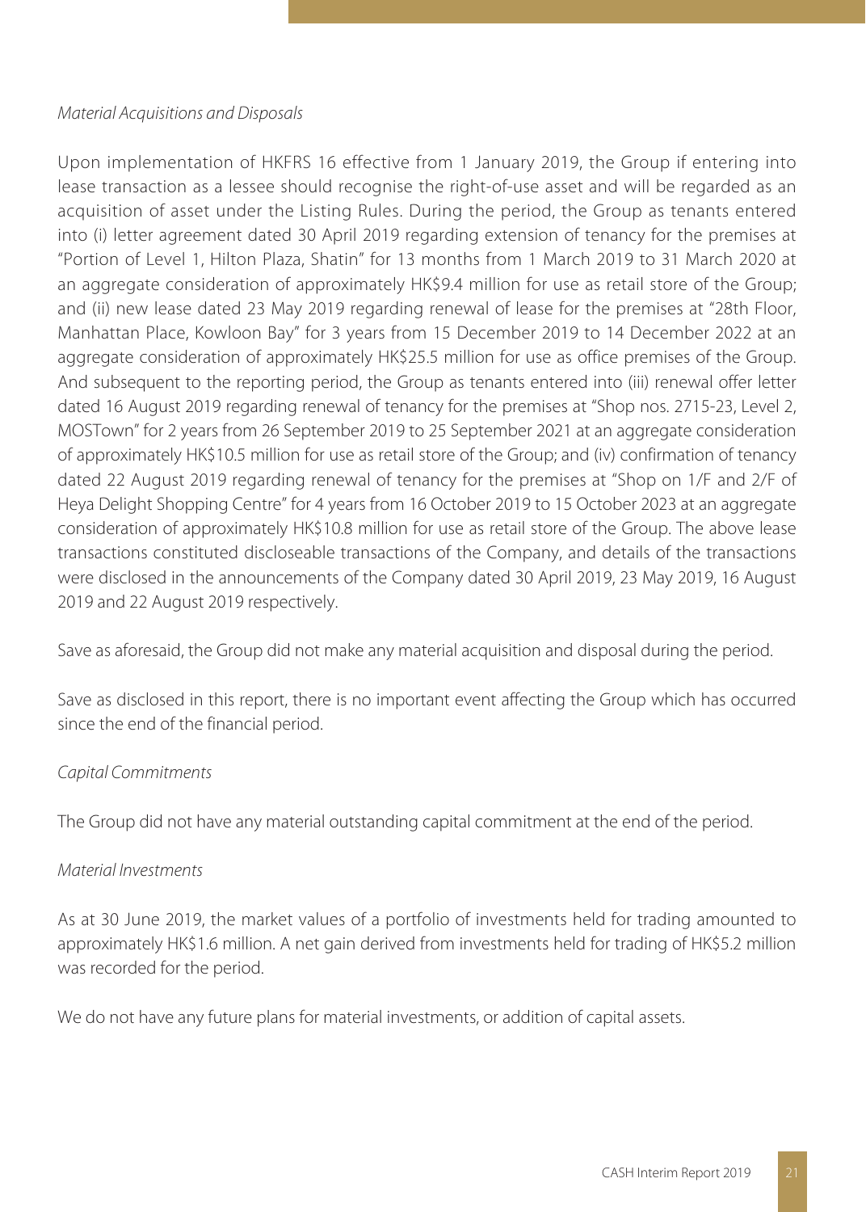*Material Acquisitions and Disposals*

Upon implementation of HKFRS 16 effective from 1 January 2019, the Group if entering into lease transaction as a lessee should recognise the right-of-use asset and will be regarded as an acquisition of asset under the Listing Rules. During the period, the Group as tenants entered into (i) letter agreement dated 30 April 2019 regarding extension of tenancy for the premises at "Portion of Level 1, Hilton Plaza, Shatin" for 13 months from 1 March 2019 to 31 March 2020 at an aggregate consideration of approximately HK$9.4 million for use as retail store of the Group; and (ii) new lease dated 23 May 2019 regarding renewal of lease for the premises at "28th Floor, Manhattan Place, Kowloon Bay" for 3 years from 15 December 2019 to 14 December 2022 at an aggregate consideration of approximately HK$25.5 million for use as office premises of the Group. And subsequent to the reporting period, the Group as tenants entered into (iii) renewal offer letter dated 16 August 2019 regarding renewal of tenancy for the premises at "Shop nos. 2715-23, Level 2, MOSTown" for 2 years from 26 September 2019 to 25 September 2021 at an aggregate consideration of approximately HK$10.5 million for use as retail store of the Group; and (iv) confirmation of tenancy dated 22 August 2019 regarding renewal of tenancy for the premises at "Shop on 1/F and 2/F of Heya Delight Shopping Centre" for 4 years from 16 October 2019 to 15 October 2023 at an aggregate consideration of approximately HK$10.8 million for use as retail store of the Group. The above lease transactions constituted discloseable transactions of the Company, and details of the transactions were disclosed in the announcements of the Company dated 30 April 2019, 23 May 2019, 16 August 2019 and 22 August 2019 respectively.

Save as aforesaid, the Group did not make any material acquisition and disposal during the period.

Save as disclosed in this report, there is no important event affecting the Group which has occurred since the end of the financial period.

*Capital Commitments*

The Group did not have any material outstanding capital commitment at the end of the period.

*Material Investments*

As at 30 June 2019, the market values of a portfolio of investments held for trading amounted to approximately HK$1.6 million. A net gain derived from investments held for trading of HK$5.2 million was recorded for the period.

We do not have any future plans for material investments, or addition of capital assets.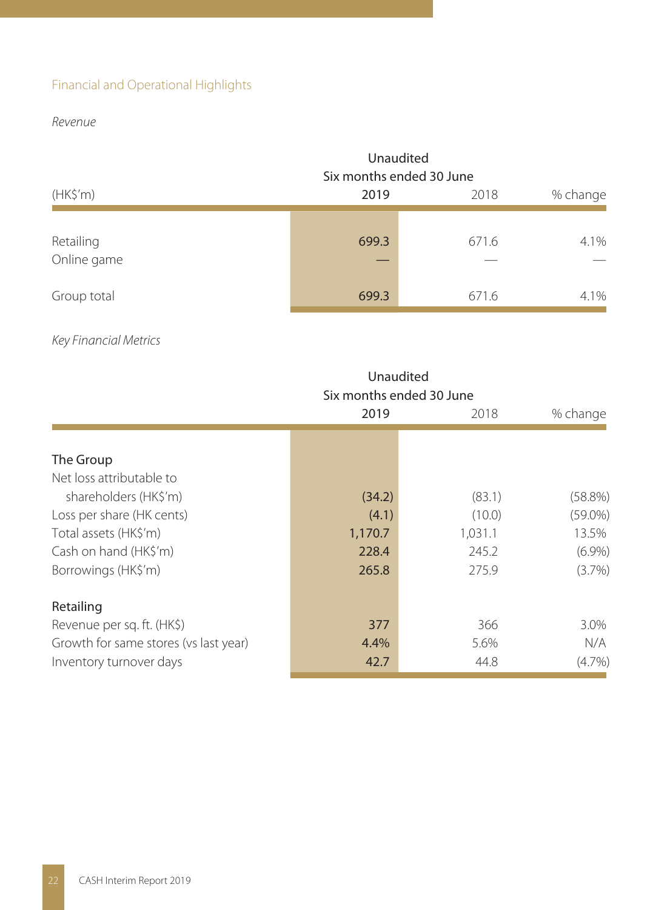## Financial and Operational Highlights

*Revenue*

| (HK$'m) | Unaudited Six months ended 30 June 2019 | 2018 | % change |
|---|---|---|---|
| Retailing | 699.3 | 671.6 | 4.1% |
| Online game | — | — | — |
| Group total | 699.3 | 671.6 | 4.1% |

*Key Financial Metrics*

| | Unaudited Six months ended 30 June 2019 | 2018 | % change |
|---|---|---|---|
| **The Group** | | | |
| Net loss attributable to shareholders (HK$'m) | (34.2) | (83.1) | (58.8%) |
| Loss per share (HK cents) | (4.1) | (10.0) | (59.0%) |
| Total assets (HK$'m) | 1,170.7 | 1,031.1 | 13.5% |
| Cash on hand (HK$'m) | 228.4 | 245.2 | (6.9%) |
| Borrowings (HK$'m) | 265.8 | 275.9 | (3.7%) |
| **Retailing** | | | |
| Revenue per sq. ft. (HK$) | 377 | 366 | 3.0% |
| Growth for same stores (vs last year) | 4.4% | 5.6% | N/A |
| Inventory turnover days | 42.7 | 44.8 | (4.7%) |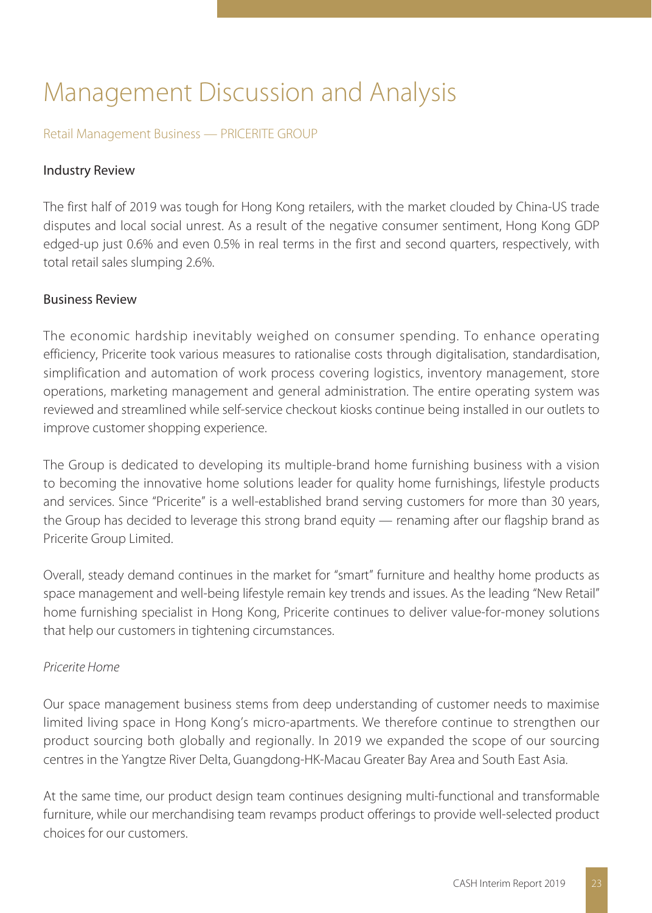# Management Discussion and Analysis

## Retail Management Business — PRICERITE GROUP

### Industry Review

The first half of 2019 was tough for Hong Kong retailers, with the market clouded by China-US trade disputes and local social unrest. As a result of the negative consumer sentiment, Hong Kong GDP edged-up just 0.6% and even 0.5% in real terms in the first and second quarters, respectively, with total retail sales slumping 2.6%.

### Business Review

The economic hardship inevitably weighed on consumer spending. To enhance operating efficiency, Pricerite took various measures to rationalise costs through digitalisation, standardisation, simplification and automation of work process covering logistics, inventory management, store operations, marketing management and general administration. The entire operating system was reviewed and streamlined while self-service checkout kiosks continue being installed in our outlets to improve customer shopping experience.

The Group is dedicated to developing its multiple-brand home furnishing business with a vision to becoming the innovative home solutions leader for quality home furnishings, lifestyle products and services. Since "Pricerite" is a well-established brand serving customers for more than 30 years, the Group has decided to leverage this strong brand equity — renaming after our flagship brand as Pricerite Group Limited.

Overall, steady demand continues in the market for "smart" furniture and healthy home products as space management and well-being lifestyle remain key trends and issues. As the leading "New Retail" home furnishing specialist in Hong Kong, Pricerite continues to deliver value-for-money solutions that help our customers in tightening circumstances.

*Pricerite Home*

Our space management business stems from deep understanding of customer needs to maximise limited living space in Hong Kong's micro-apartments. We therefore continue to strengthen our product sourcing both globally and regionally. In 2019 we expanded the scope of our sourcing centres in the Yangtze River Delta, Guangdong-HK-Macau Greater Bay Area and South East Asia.

At the same time, our product design team continues designing multi-functional and transformable furniture, while our merchandising team revamps product offerings to provide well-selected product choices for our customers.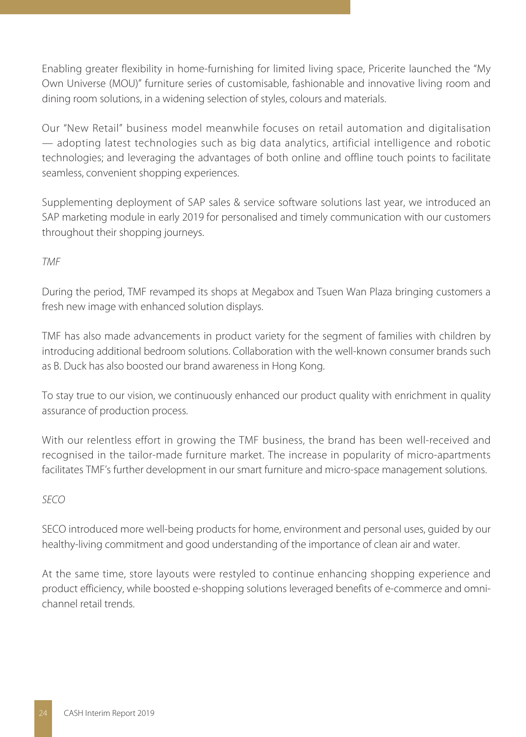Enabling greater flexibility in home-furnishing for limited living space, Pricerite launched the "My Own Universe (MOU)" furniture series of customisable, fashionable and innovative living room and dining room solutions, in a widening selection of styles, colours and materials.

Our "New Retail" business model meanwhile focuses on retail automation and digitalisation — adopting latest technologies such as big data analytics, artificial intelligence and robotic technologies; and leveraging the advantages of both online and offline touch points to facilitate seamless, convenient shopping experiences.

Supplementing deployment of SAP sales & service software solutions last year, we introduced an SAP marketing module in early 2019 for personalised and timely communication with our customers throughout their shopping journeys.

*TMF*

During the period, TMF revamped its shops at Megabox and Tsuen Wan Plaza bringing customers a fresh new image with enhanced solution displays.

TMF has also made advancements in product variety for the segment of families with children by introducing additional bedroom solutions. Collaboration with the well-known consumer brands such as B. Duck has also boosted our brand awareness in Hong Kong.

To stay true to our vision, we continuously enhanced our product quality with enrichment in quality assurance of production process.

With our relentless effort in growing the TMF business, the brand has been well-received and recognised in the tailor-made furniture market. The increase in popularity of micro-apartments facilitates TMF's further development in our smart furniture and micro-space management solutions.

*SECO*

SECO introduced more well-being products for home, environment and personal uses, guided by our healthy-living commitment and good understanding of the importance of clean air and water.

At the same time, store layouts were restyled to continue enhancing shopping experience and product efficiency, while boosted e-shopping solutions leveraged benefits of e-commerce and omni-channel retail trends.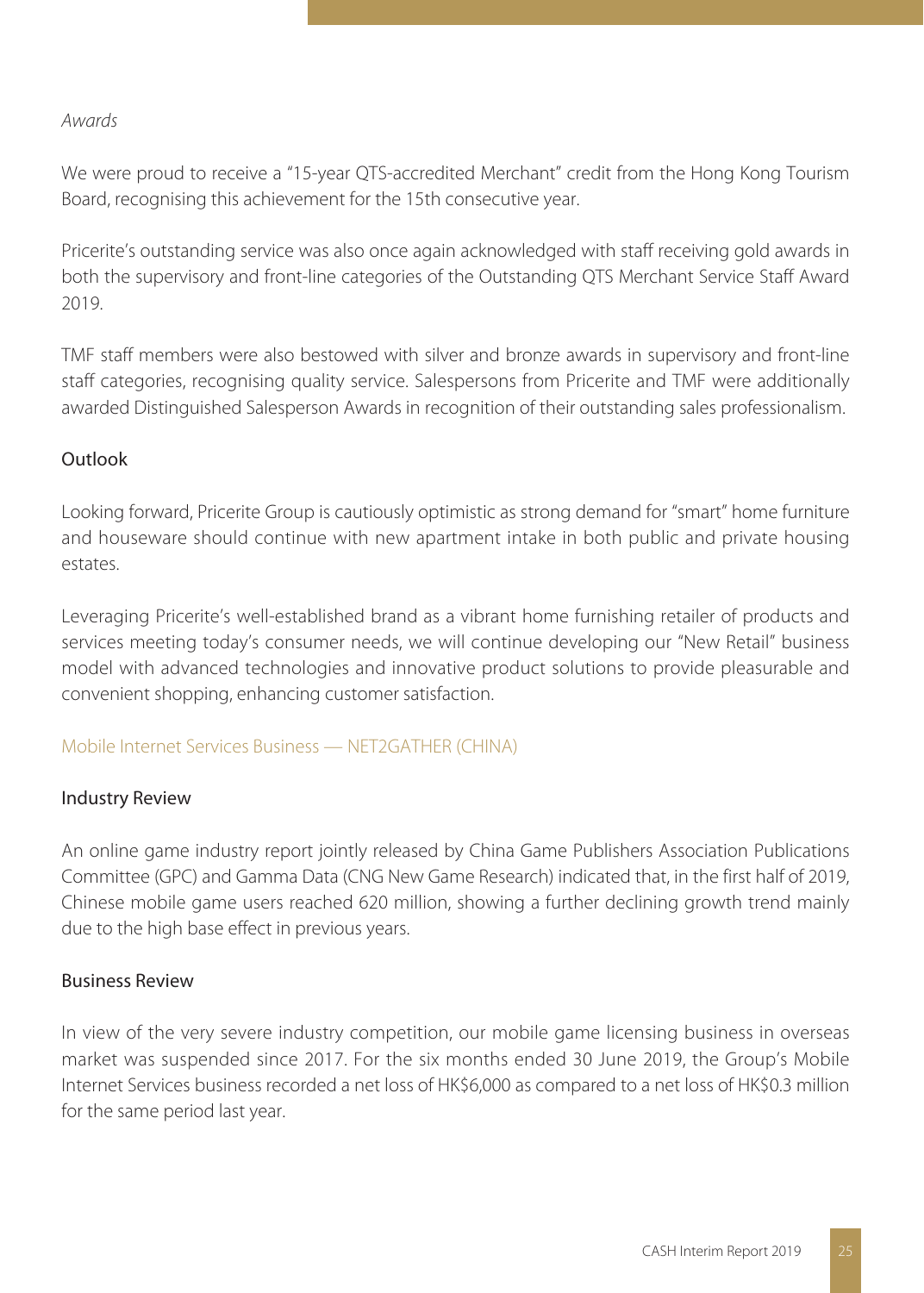*Awards*

We were proud to receive a "15-year QTS-accredited Merchant" credit from the Hong Kong Tourism Board, recognising this achievement for the 15th consecutive year.

Pricerite's outstanding service was also once again acknowledged with staff receiving gold awards in both the supervisory and front-line categories of the Outstanding QTS Merchant Service Staff Award 2019.

TMF staff members were also bestowed with silver and bronze awards in supervisory and front-line staff categories, recognising quality service. Salespersons from Pricerite and TMF were additionally awarded Distinguished Salesperson Awards in recognition of their outstanding sales professionalism.

### Outlook

Looking forward, Pricerite Group is cautiously optimistic as strong demand for "smart" home furniture and houseware should continue with new apartment intake in both public and private housing estates.

Leveraging Pricerite's well-established brand as a vibrant home furnishing retailer of products and services meeting today's consumer needs, we will continue developing our "New Retail" business model with advanced technologies and innovative product solutions to provide pleasurable and convenient shopping, enhancing customer satisfaction.

## Mobile Internet Services Business — NET2GATHER (CHINA)

### Industry Review

An online game industry report jointly released by China Game Publishers Association Publications Committee (GPC) and Gamma Data (CNG New Game Research) indicated that, in the first half of 2019, Chinese mobile game users reached 620 million, showing a further declining growth trend mainly due to the high base effect in previous years.

### Business Review

In view of the very severe industry competition, our mobile game licensing business in overseas market was suspended since 2017. For the six months ended 30 June 2019, the Group's Mobile Internet Services business recorded a net loss of HK$6,000 as compared to a net loss of HK$0.3 million for the same period last year.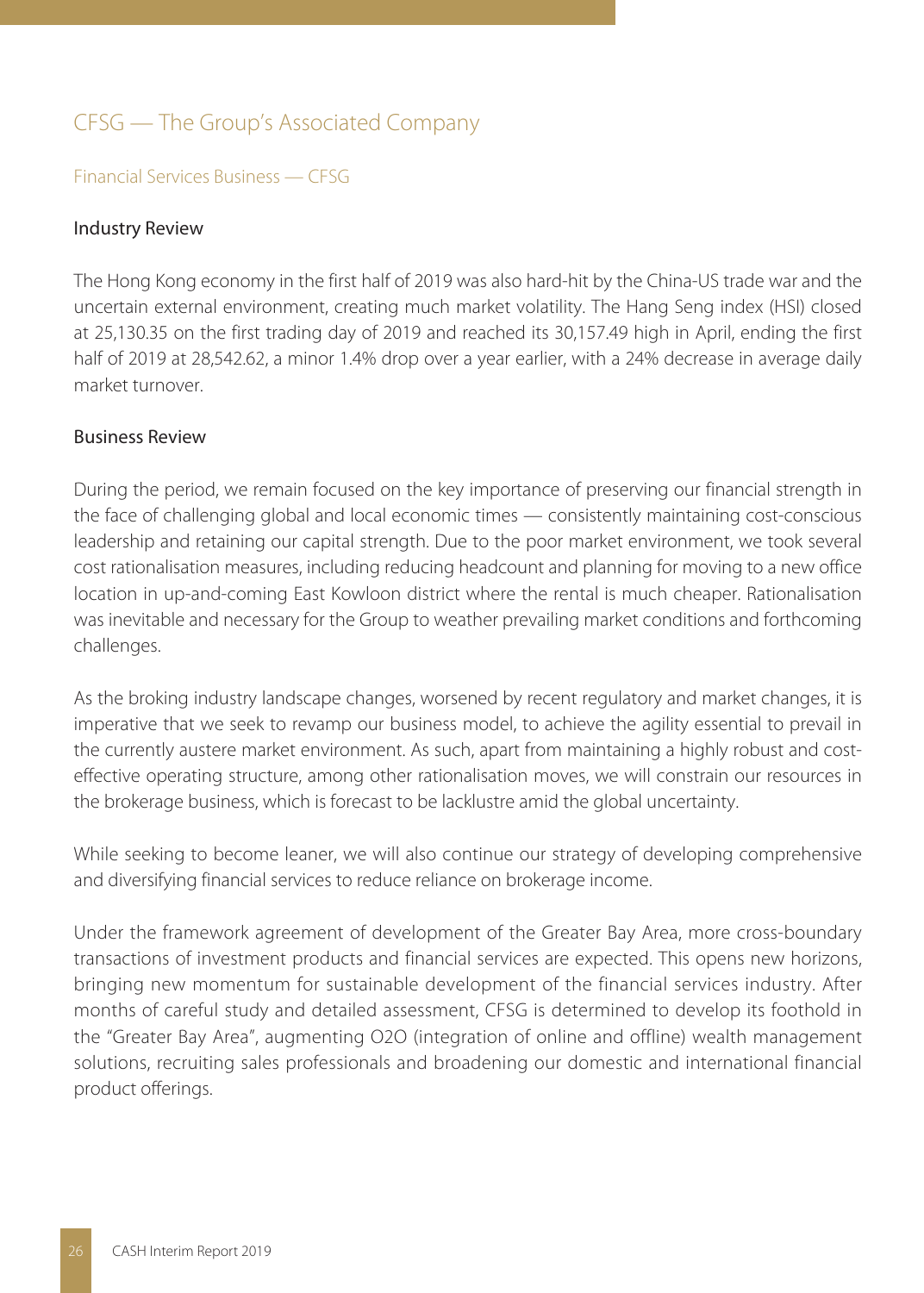# CFSG — The Group's Associated Company

## Financial Services Business — CFSG

### Industry Review

The Hong Kong economy in the first half of 2019 was also hard-hit by the China-US trade war and the uncertain external environment, creating much market volatility. The Hang Seng index (HSI) closed at 25,130.35 on the first trading day of 2019 and reached its 30,157.49 high in April, ending the first half of 2019 at 28,542.62, a minor 1.4% drop over a year earlier, with a 24% decrease in average daily market turnover.

### Business Review

During the period, we remain focused on the key importance of preserving our financial strength in the face of challenging global and local economic times — consistently maintaining cost-conscious leadership and retaining our capital strength. Due to the poor market environment, we took several cost rationalisation measures, including reducing headcount and planning for moving to a new office location in up-and-coming East Kowloon district where the rental is much cheaper. Rationalisation was inevitable and necessary for the Group to weather prevailing market conditions and forthcoming challenges.

As the broking industry landscape changes, worsened by recent regulatory and market changes, it is imperative that we seek to revamp our business model, to achieve the agility essential to prevail in the currently austere market environment. As such, apart from maintaining a highly robust and cost-effective operating structure, among other rationalisation moves, we will constrain our resources in the brokerage business, which is forecast to be lacklustre amid the global uncertainty.

While seeking to become leaner, we will also continue our strategy of developing comprehensive and diversifying financial services to reduce reliance on brokerage income.

Under the framework agreement of development of the Greater Bay Area, more cross-boundary transactions of investment products and financial services are expected. This opens new horizons, bringing new momentum for sustainable development of the financial services industry. After months of careful study and detailed assessment, CFSG is determined to develop its foothold in the "Greater Bay Area", augmenting O2O (integration of online and offline) wealth management solutions, recruiting sales professionals and broadening our domestic and international financial product offerings.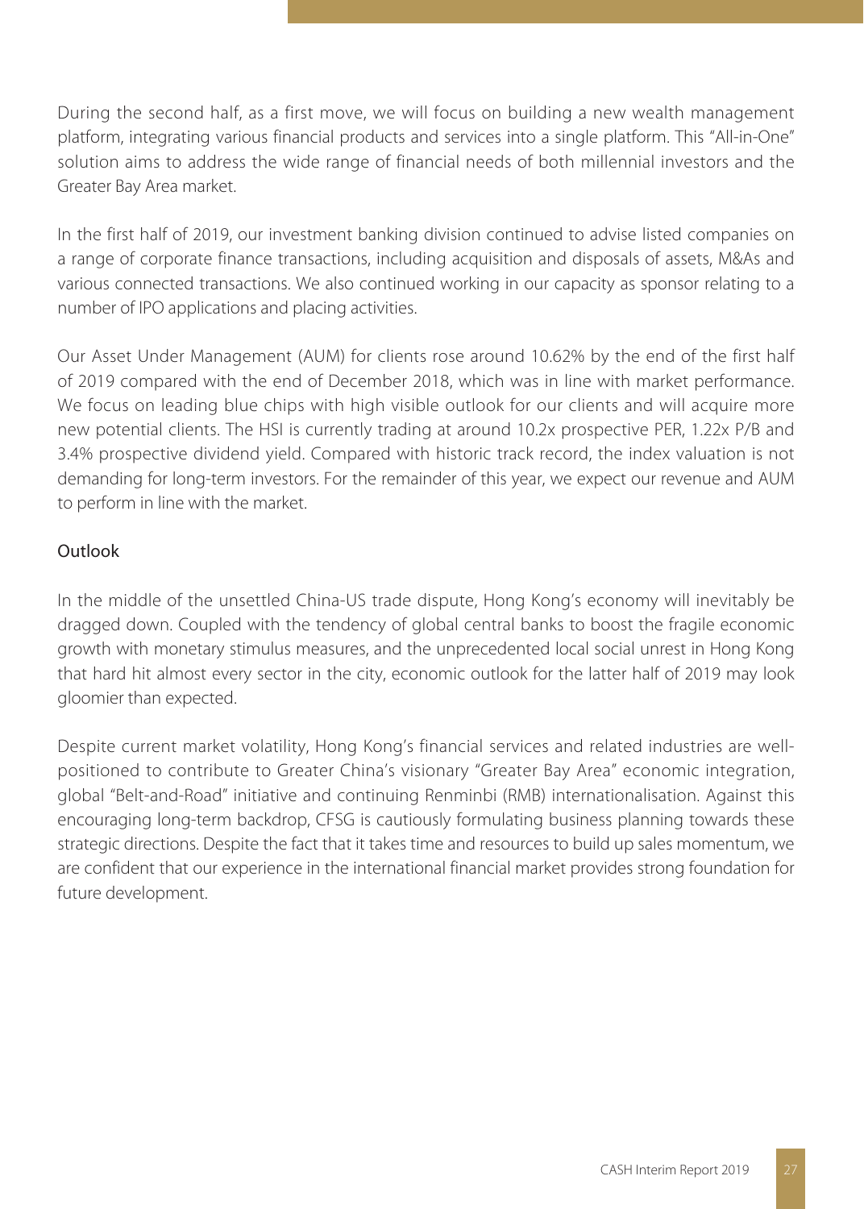During the second half, as a first move, we will focus on building a new wealth management platform, integrating various financial products and services into a single platform. This "All-in-One" solution aims to address the wide range of financial needs of both millennial investors and the Greater Bay Area market.

In the first half of 2019, our investment banking division continued to advise listed companies on a range of corporate finance transactions, including acquisition and disposals of assets, M&As and various connected transactions. We also continued working in our capacity as sponsor relating to a number of IPO applications and placing activities.

Our Asset Under Management (AUM) for clients rose around 10.62% by the end of the first half of 2019 compared with the end of December 2018, which was in line with market performance. We focus on leading blue chips with high visible outlook for our clients and will acquire more new potential clients. The HSI is currently trading at around 10.2x prospective PER, 1.22x P/B and 3.4% prospective dividend yield. Compared with historic track record, the index valuation is not demanding for long-term investors. For the remainder of this year, we expect our revenue and AUM to perform in line with the market.

## Outlook

In the middle of the unsettled China-US trade dispute, Hong Kong's economy will inevitably be dragged down. Coupled with the tendency of global central banks to boost the fragile economic growth with monetary stimulus measures, and the unprecedented local social unrest in Hong Kong that hard hit almost every sector in the city, economic outlook for the latter half of 2019 may look gloomier than expected.

Despite current market volatility, Hong Kong's financial services and related industries are well-positioned to contribute to Greater China's visionary "Greater Bay Area" economic integration, global "Belt-and-Road" initiative and continuing Renminbi (RMB) internationalisation. Against this encouraging long-term backdrop, CFSG is cautiously formulating business planning towards these strategic directions. Despite the fact that it takes time and resources to build up sales momentum, we are confident that our experience in the international financial market provides strong foundation for future development.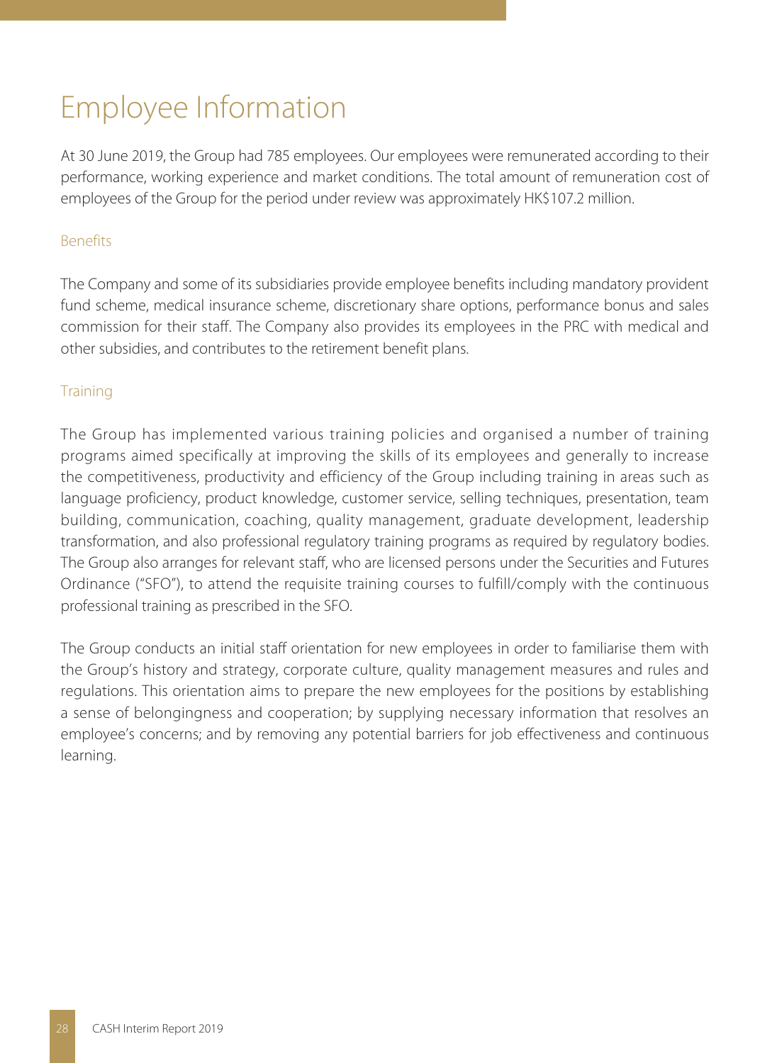# Employee Information

At 30 June 2019, the Group had 785 employees. Our employees were remunerated according to their performance, working experience and market conditions. The total amount of remuneration cost of employees of the Group for the period under review was approximately HK$107.2 million.

## Benefits

The Company and some of its subsidiaries provide employee benefits including mandatory provident fund scheme, medical insurance scheme, discretionary share options, performance bonus and sales commission for their staff. The Company also provides its employees in the PRC with medical and other subsidies, and contributes to the retirement benefit plans.

## Training

The Group has implemented various training policies and organised a number of training programs aimed specifically at improving the skills of its employees and generally to increase the competitiveness, productivity and efficiency of the Group including training in areas such as language proficiency, product knowledge, customer service, selling techniques, presentation, team building, communication, coaching, quality management, graduate development, leadership transformation, and also professional regulatory training programs as required by regulatory bodies. The Group also arranges for relevant staff, who are licensed persons under the Securities and Futures Ordinance ("SFO"), to attend the requisite training courses to fulfill/comply with the continuous professional training as prescribed in the SFO.

The Group conducts an initial staff orientation for new employees in order to familiarise them with the Group's history and strategy, corporate culture, quality management measures and rules and regulations. This orientation aims to prepare the new employees for the positions by establishing a sense of belongingness and cooperation; by supplying necessary information that resolves an employee's concerns; and by removing any potential barriers for job effectiveness and continuous learning.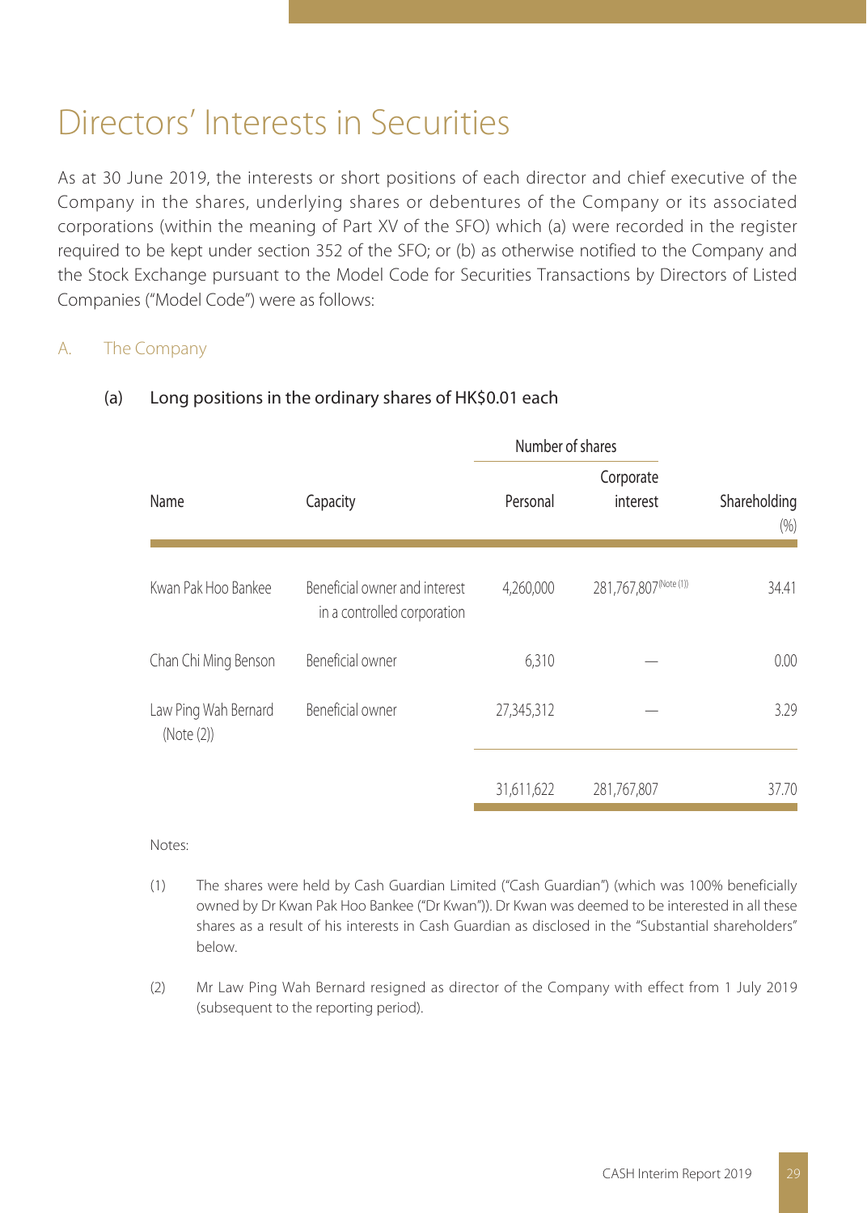# Directors' Interests in Securities

As at 30 June 2019, the interests or short positions of each director and chief executive of the Company in the shares, underlying shares or debentures of the Company or its associated corporations (within the meaning of Part XV of the SFO) which (a) were recorded in the register required to be kept under section 352 of the SFO; or (b) as otherwise notified to the Company and the Stock Exchange pursuant to the Model Code for Securities Transactions by Directors of Listed Companies ("Model Code") were as follows:

## A. The Company

### (a) Long positions in the ordinary shares of HK$0.01 each

| Name | Capacity | Number of shares | | Shareholding |
|---|---|---|---|---|
| | | Personal | Corporate interest | (%) |
| Kwan Pak Hoo Bankee | Beneficial owner and interest in a controlled corporation | 4,260,000 | 281,767,807 (Note (1)) | 34.41 |
| Chan Chi Ming Benson | Beneficial owner | 6,310 | — | 0.00 |
| Law Ping Wah Bernard (Note (2)) | Beneficial owner | 27,345,312 | — | 3.29 |
| | | 31,611,622 | 281,767,807 | 37.70 |

Notes:

(1) The shares were held by Cash Guardian Limited ("Cash Guardian") (which was 100% beneficially owned by Dr Kwan Pak Hoo Bankee ("Dr Kwan")). Dr Kwan was deemed to be interested in all these shares as a result of his interests in Cash Guardian as disclosed in the "Substantial shareholders" below.

(2) Mr Law Ping Wah Bernard resigned as director of the Company with effect from 1 July 2019 (subsequent to the reporting period).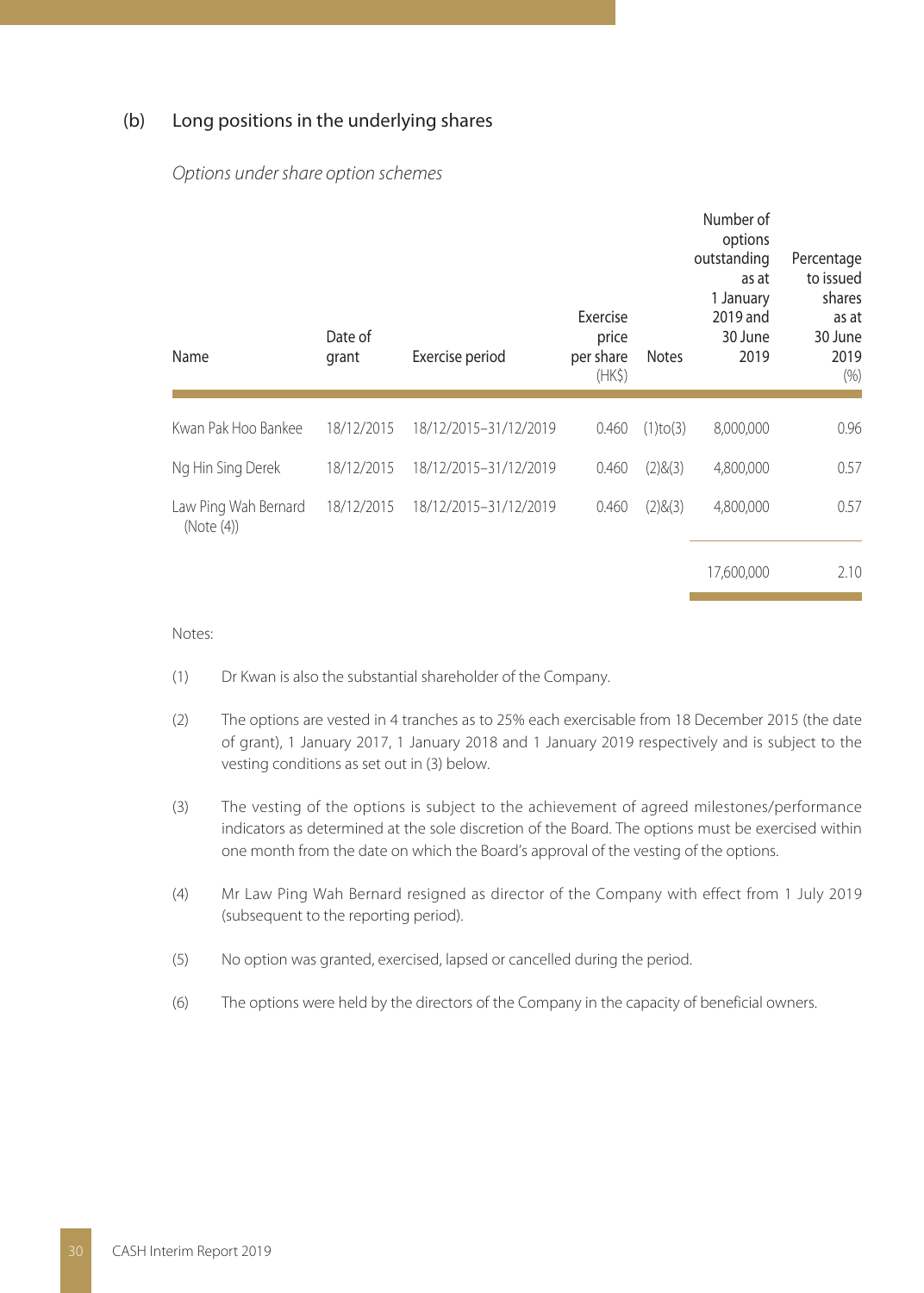## (b) Long positions in the underlying shares

*Options under share option schemes*

| Name | Date of grant | Exercise period | Exercise price per share (HK$) | Notes | Number of options outstanding as at 1 January 2019 and 30 June 2019 | Percentage to issued shares as at 30 June 2019 (%) |
|---|---|---|---|---|---|---|
| Kwan Pak Hoo Bankee | 18/12/2015 | 18/12/2015–31/12/2019 | 0.460 | (1)to(3) | 8,000,000 | 0.96 |
| Ng Hin Sing Derek | 18/12/2015 | 18/12/2015–31/12/2019 | 0.460 | (2)&(3) | 4,800,000 | 0.57 |
| Law Ping Wah Bernard (Note (4)) | 18/12/2015 | 18/12/2015–31/12/2019 | 0.460 | (2)&(3) | 4,800,000 | 0.57 |
| | | | | | 17,600,000 | 2.10 |

Notes:

(1) Dr Kwan is also the substantial shareholder of the Company.

(2) The options are vested in 4 tranches as to 25% each exercisable from 18 December 2015 (the date of grant), 1 January 2017, 1 January 2018 and 1 January 2019 respectively and is subject to the vesting conditions as set out in (3) below.

(3) The vesting of the options is subject to the achievement of agreed milestones/performance indicators as determined at the sole discretion of the Board. The options must be exercised within one month from the date on which the Board's approval of the vesting of the options.

(4) Mr Law Ping Wah Bernard resigned as director of the Company with effect from 1 July 2019 (subsequent to the reporting period).

(5) No option was granted, exercised, lapsed or cancelled during the period.

(6) The options were held by the directors of the Company in the capacity of beneficial owners.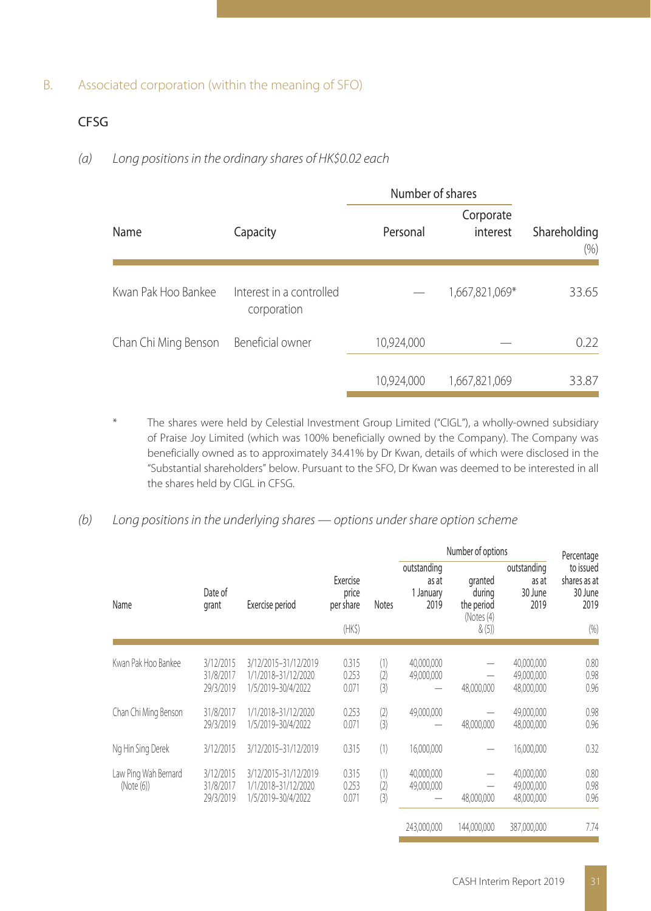B. Associated corporation (within the meaning of SFO)

CFSG

*(a) Long positions in the ordinary shares of HK$0.02 each*

| Name | Capacity | Number of shares | | Shareholding |
|---|---|---|---|---|
| | | Personal | Corporate interest | (%) |
| Kwan Pak Hoo Bankee | Interest in a controlled corporation | — | 1,667,821,069* | 33.65 |
| Chan Chi Ming Benson | Beneficial owner | 10,924,000 | — | 0.22 |
| | | 10,924,000 | 1,667,821,069 | 33.87 |

\* The shares were held by Celestial Investment Group Limited ("CIGL"), a wholly-owned subsidiary of Praise Joy Limited (which was 100% beneficially owned by the Company). The Company was beneficially owned as to approximately 34.41% by Dr Kwan, details of which were disclosed in the "Substantial shareholders" below. Pursuant to the SFO, Dr Kwan was deemed to be interested in all the shares held by CIGL in CFSG.

*(b) Long positions in the underlying shares — options under share option scheme*

| Name | Date of grant | Exercise period | Exercise price per share (HK$) | Notes | Number of options: outstanding as at 1 January 2019 | granted during the period (Notes (4) & (5)) | outstanding as at 30 June 2019 | Percentage to issued shares as at 30 June 2019 (%) |
|---|---|---|---|---|---|---|---|---|
| Kwan Pak Hoo Bankee | 3/12/2015 | 3/12/2015–31/12/2019 | 0.315 | (1) | 40,000,000 | — | 40,000,000 | 0.80 |
| | 31/8/2017 | 1/1/2018–31/12/2020 | 0.253 | (2) | 49,000,000 | — | 49,000,000 | 0.98 |
| | 29/3/2019 | 1/5/2019–30/4/2022 | 0.071 | (3) | — | 48,000,000 | 48,000,000 | 0.96 |
| Chan Chi Ming Benson | 31/8/2017 | 1/1/2018–31/12/2020 | 0.253 | (2) | 49,000,000 | — | 49,000,000 | 0.98 |
| | 29/3/2019 | 1/5/2019–30/4/2022 | 0.071 | (3) | — | 48,000,000 | 48,000,000 | 0.96 |
| Ng Hin Sing Derek | 3/12/2015 | 3/12/2015–31/12/2019 | 0.315 | (1) | 16,000,000 | — | 16,000,000 | 0.32 |
| Law Ping Wah Bernard (Note (6)) | 3/12/2015 | 3/12/2015–31/12/2019 | 0.315 | (1) | 40,000,000 | — | 40,000,000 | 0.80 |
| | 31/8/2017 | 1/1/2018–31/12/2020 | 0.253 | (2) | 49,000,000 | — | 49,000,000 | 0.98 |
| | 29/3/2019 | 1/5/2019–30/4/2022 | 0.071 | (3) | — | 48,000,000 | 48,000,000 | 0.96 |
| | | | | | 243,000,000 | 144,000,000 | 387,000,000 | 7.74 |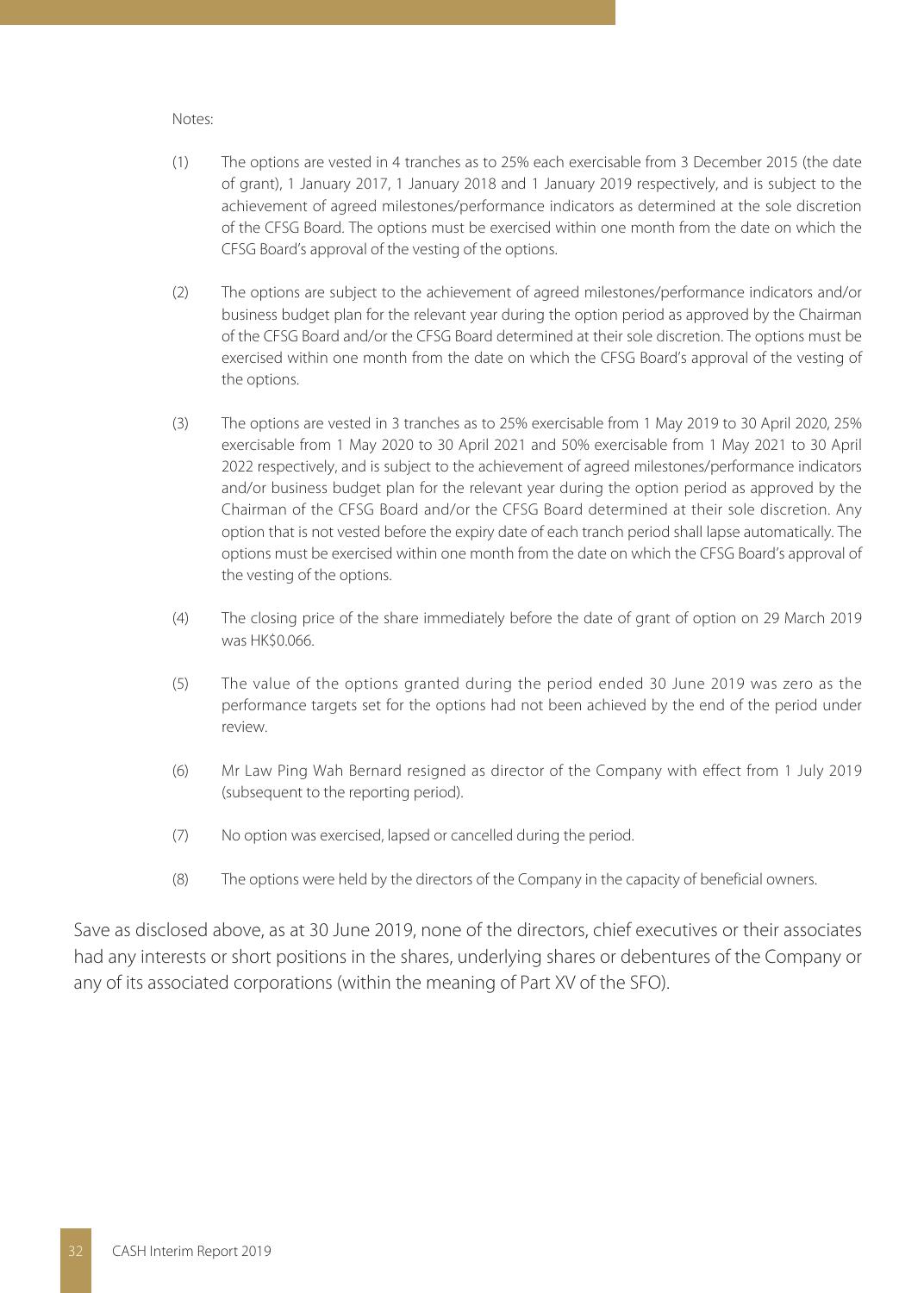Notes:

(1) The options are vested in 4 tranches as to 25% each exercisable from 3 December 2015 (the date of grant), 1 January 2017, 1 January 2018 and 1 January 2019 respectively, and is subject to the achievement of agreed milestones/performance indicators as determined at the sole discretion of the CFSG Board. The options must be exercised within one month from the date on which the CFSG Board's approval of the vesting of the options.

(2) The options are subject to the achievement of agreed milestones/performance indicators and/or business budget plan for the relevant year during the option period as approved by the Chairman of the CFSG Board and/or the CFSG Board determined at their sole discretion. The options must be exercised within one month from the date on which the CFSG Board's approval of the vesting of the options.

(3) The options are vested in 3 tranches as to 25% exercisable from 1 May 2019 to 30 April 2020, 25% exercisable from 1 May 2020 to 30 April 2021 and 50% exercisable from 1 May 2021 to 30 April 2022 respectively, and is subject to the achievement of agreed milestones/performance indicators and/or business budget plan for the relevant year during the option period as approved by the Chairman of the CFSG Board and/or the CFSG Board determined at their sole discretion. Any option that is not vested before the expiry date of each tranch period shall lapse automatically. The options must be exercised within one month from the date on which the CFSG Board's approval of the vesting of the options.

(4) The closing price of the share immediately before the date of grant of option on 29 March 2019 was HK$0.066.

(5) The value of the options granted during the period ended 30 June 2019 was zero as the performance targets set for the options had not been achieved by the end of the period under review.

(6) Mr Law Ping Wah Bernard resigned as director of the Company with effect from 1 July 2019 (subsequent to the reporting period).

(7) No option was exercised, lapsed or cancelled during the period.

(8) The options were held by the directors of the Company in the capacity of beneficial owners.

Save as disclosed above, as at 30 June 2019, none of the directors, chief executives or their associates had any interests or short positions in the shares, underlying shares or debentures of the Company or any of its associated corporations (within the meaning of Part XV of the SFO).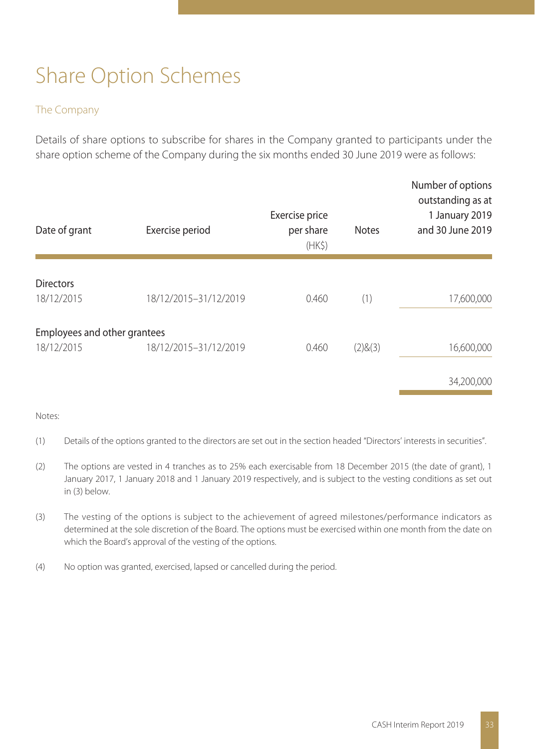# Share Option Schemes

## The Company

Details of share options to subscribe for shares in the Company granted to participants under the share option scheme of the Company during the six months ended 30 June 2019 were as follows:

| Date of grant | Exercise period | Exercise price per share (HK$) | Notes | Number of options outstanding as at 1 January 2019 and 30 June 2019 |
|---|---|---|---|---|
| **Directors** | | | | |
| 18/12/2015 | 18/12/2015–31/12/2019 | 0.460 | (1) | 17,600,000 |
| **Employees and other grantees** | | | | |
| 18/12/2015 | 18/12/2015–31/12/2019 | 0.460 | (2)&(3) | 16,600,000 |
| | | | | 34,200,000 |

Notes:

(1) Details of the options granted to the directors are set out in the section headed "Directors' interests in securities".

(2) The options are vested in 4 tranches as to 25% each exercisable from 18 December 2015 (the date of grant), 1 January 2017, 1 January 2018 and 1 January 2019 respectively, and is subject to the vesting conditions as set out in (3) below.

(3) The vesting of the options is subject to the achievement of agreed milestones/performance indicators as determined at the sole discretion of the Board. The options must be exercised within one month from the date on which the Board's approval of the vesting of the options.

(4) No option was granted, exercised, lapsed or cancelled during the period.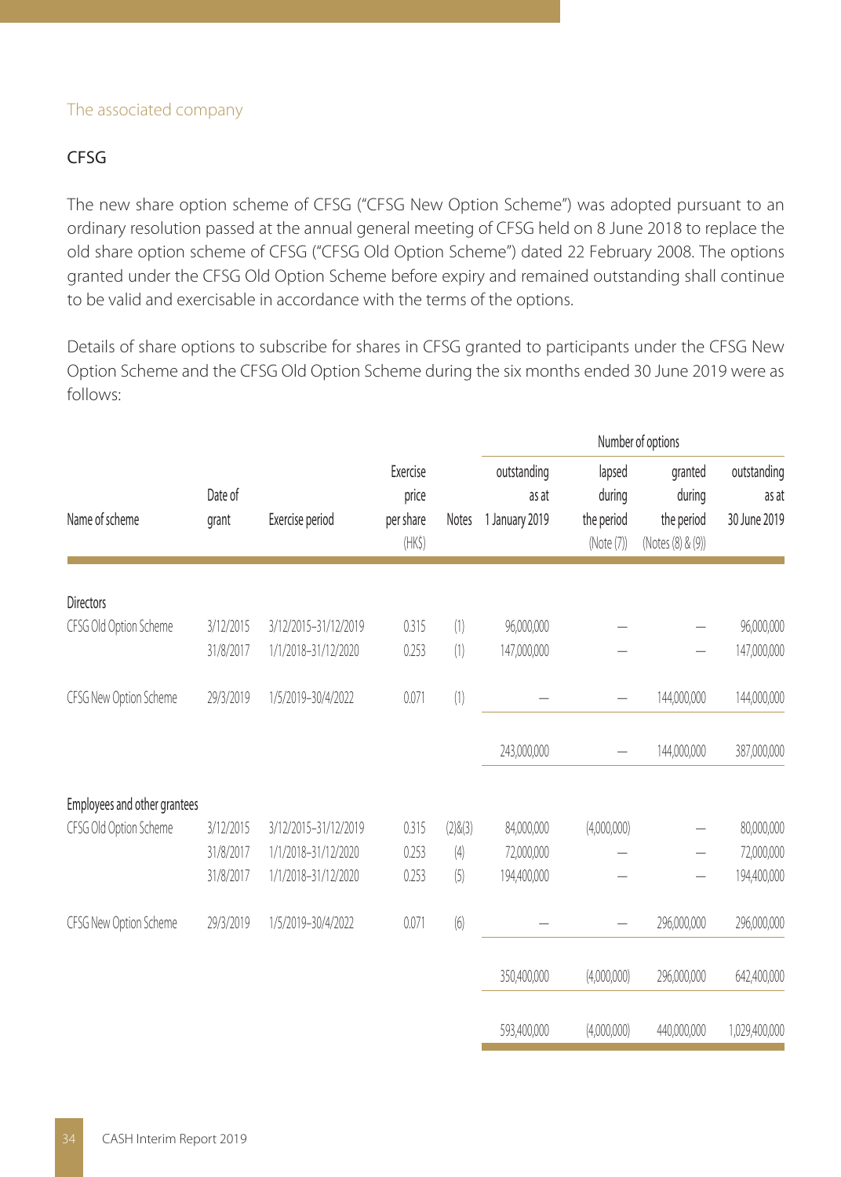The associated company

### CFSG

The new share option scheme of CFSG ("CFSG New Option Scheme") was adopted pursuant to an ordinary resolution passed at the annual general meeting of CFSG held on 8 June 2018 to replace the old share option scheme of CFSG ("CFSG Old Option Scheme") dated 22 February 2008. The options granted under the CFSG Old Option Scheme before expiry and remained outstanding shall continue to be valid and exercisable in accordance with the terms of the options.

Details of share options to subscribe for shares in CFSG granted to participants under the CFSG New Option Scheme and the CFSG Old Option Scheme during the six months ended 30 June 2019 were as follows:

| | | | | | Number of options | | | |
|---|---|---|---|---|---|---|---|---|
| Name of scheme | Date of grant | Exercise period | Exercise price per share (HK$) | Notes | outstanding as at 1 January 2019 | lapsed during the period (Note (7)) | granted during the period (Notes (8) & (9)) | outstanding as at 30 June 2019 |
| **Directors** | | | | | | | | |
| CFSG Old Option Scheme | 3/12/2015 | 3/12/2015–31/12/2019 | 0.315 | (1) | 96,000,000 | — | — | 96,000,000 |
| | 31/8/2017 | 1/1/2018–31/12/2020 | 0.253 | (1) | 147,000,000 | — | — | 147,000,000 |
| CFSG New Option Scheme | 29/3/2019 | 1/5/2019–30/4/2022 | 0.071 | (1) | — | — | 144,000,000 | 144,000,000 |
| | | | | | 243,000,000 | — | 144,000,000 | 387,000,000 |
| **Employees and other grantees** | | | | | | | | |
| CFSG Old Option Scheme | 3/12/2015 | 3/12/2015–31/12/2019 | 0.315 | (2)&(3) | 84,000,000 | (4,000,000) | — | 80,000,000 |
| | 31/8/2017 | 1/1/2018–31/12/2020 | 0.253 | (4) | 72,000,000 | — | — | 72,000,000 |
| | 31/8/2017 | 1/1/2018–31/12/2020 | 0.253 | (5) | 194,400,000 | — | — | 194,400,000 |
| CFSG New Option Scheme | 29/3/2019 | 1/5/2019–30/4/2022 | 0.071 | (6) | — | — | 296,000,000 | 296,000,000 |
| | | | | | 350,400,000 | (4,000,000) | 296,000,000 | 642,400,000 |
| | | | | | 593,400,000 | (4,000,000) | 440,000,000 | 1,029,400,000 |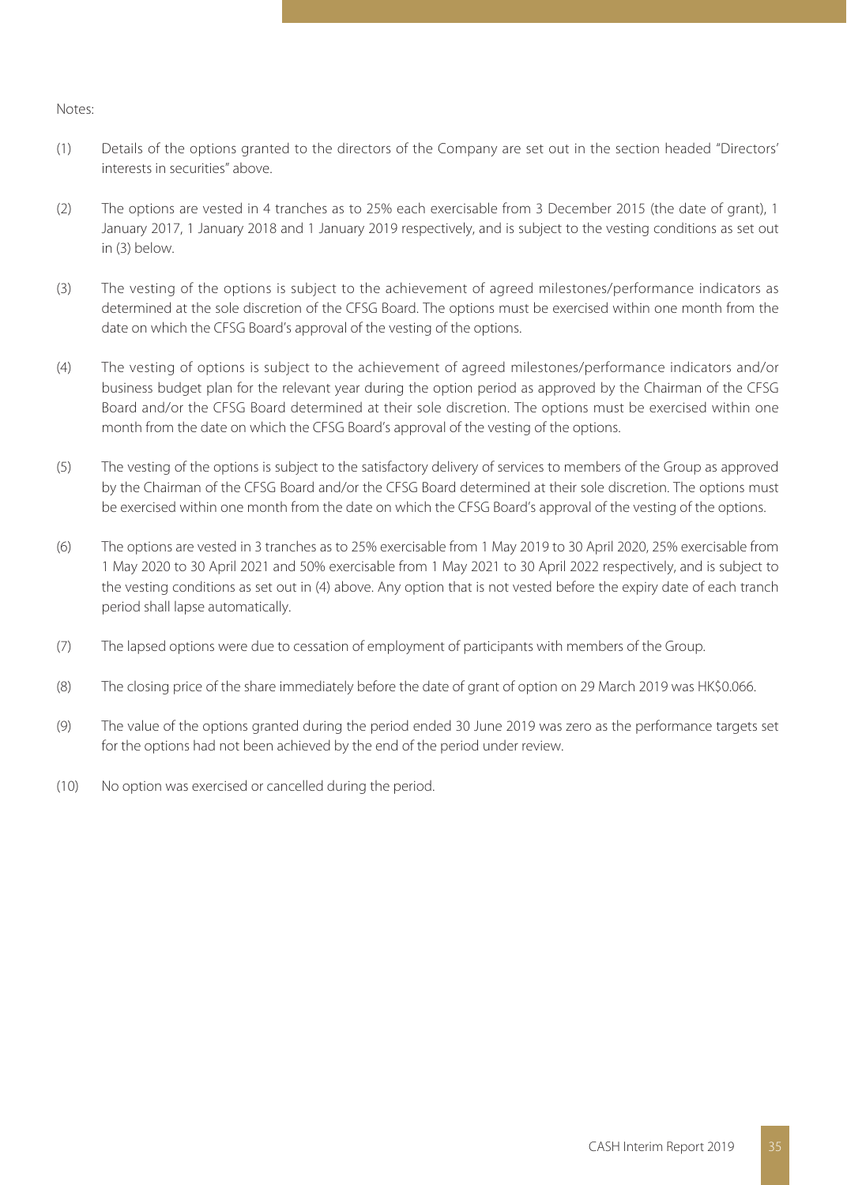Notes:

(1) Details of the options granted to the directors of the Company are set out in the section headed "Directors' interests in securities" above.

(2) The options are vested in 4 tranches as to 25% each exercisable from 3 December 2015 (the date of grant), 1 January 2017, 1 January 2018 and 1 January 2019 respectively, and is subject to the vesting conditions as set out in (3) below.

(3) The vesting of the options is subject to the achievement of agreed milestones/performance indicators as determined at the sole discretion of the CFSG Board. The options must be exercised within one month from the date on which the CFSG Board's approval of the vesting of the options.

(4) The vesting of options is subject to the achievement of agreed milestones/performance indicators and/or business budget plan for the relevant year during the option period as approved by the Chairman of the CFSG Board and/or the CFSG Board determined at their sole discretion. The options must be exercised within one month from the date on which the CFSG Board's approval of the vesting of the options.

(5) The vesting of the options is subject to the satisfactory delivery of services to members of the Group as approved by the Chairman of the CFSG Board and/or the CFSG Board determined at their sole discretion. The options must be exercised within one month from the date on which the CFSG Board's approval of the vesting of the options.

(6) The options are vested in 3 tranches as to 25% exercisable from 1 May 2019 to 30 April 2020, 25% exercisable from 1 May 2020 to 30 April 2021 and 50% exercisable from 1 May 2021 to 30 April 2022 respectively, and is subject to the vesting conditions as set out in (4) above. Any option that is not vested before the expiry date of each tranch period shall lapse automatically.

(7) The lapsed options were due to cessation of employment of participants with members of the Group.

(8) The closing price of the share immediately before the date of grant of option on 29 March 2019 was HK$0.066.

(9) The value of the options granted during the period ended 30 June 2019 was zero as the performance targets set for the options had not been achieved by the end of the period under review.

(10) No option was exercised or cancelled during the period.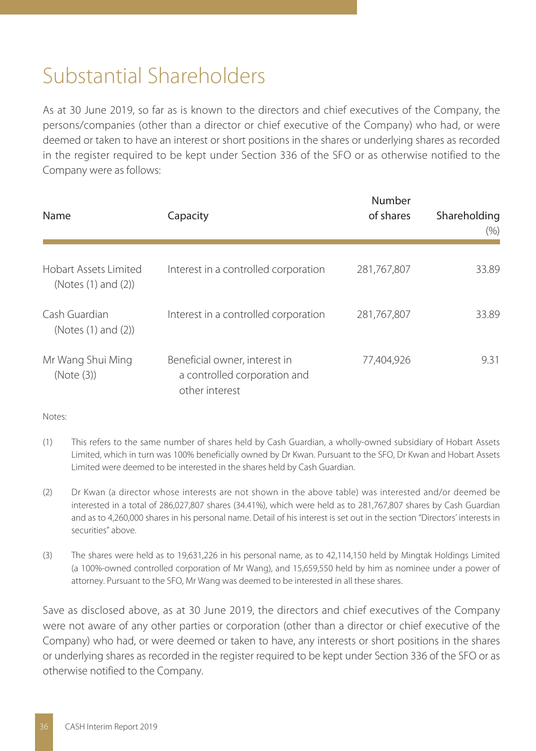# Substantial Shareholders

As at 30 June 2019, so far as is known to the directors and chief executives of the Company, the persons/companies (other than a director or chief executive of the Company) who had, or were deemed or taken to have an interest or short positions in the shares or underlying shares as recorded in the register required to be kept under Section 336 of the SFO or as otherwise notified to the Company were as follows:

| Name | Capacity | Number of shares | Shareholding (%) |
|---|---|---|---|
| Hobart Assets Limited (Notes (1) and (2)) | Interest in a controlled corporation | 281,767,807 | 33.89 |
| Cash Guardian (Notes (1) and (2)) | Interest in a controlled corporation | 281,767,807 | 33.89 |
| Mr Wang Shui Ming (Note (3)) | Beneficial owner, interest in a controlled corporation and other interest | 77,404,926 | 9.31 |

Notes:

(1) This refers to the same number of shares held by Cash Guardian, a wholly-owned subsidiary of Hobart Assets Limited, which in turn was 100% beneficially owned by Dr Kwan. Pursuant to the SFO, Dr Kwan and Hobart Assets Limited were deemed to be interested in the shares held by Cash Guardian.

(2) Dr Kwan (a director whose interests are not shown in the above table) was interested and/or deemed be interested in a total of 286,027,807 shares (34.41%), which were held as to 281,767,807 shares by Cash Guardian and as to 4,260,000 shares in his personal name. Detail of his interest is set out in the section "Directors' interests in securities" above.

(3) The shares were held as to 19,631,226 in his personal name, as to 42,114,150 held by Mingtak Holdings Limited (a 100%-owned controlled corporation of Mr Wang), and 15,659,550 held by him as nominee under a power of attorney. Pursuant to the SFO, Mr Wang was deemed to be interested in all these shares.

Save as disclosed above, as at 30 June 2019, the directors and chief executives of the Company were not aware of any other parties or corporation (other than a director or chief executive of the Company) who had, or were deemed or taken to have, any interests or short positions in the shares or underlying shares as recorded in the register required to be kept under Section 336 of the SFO or as otherwise notified to the Company.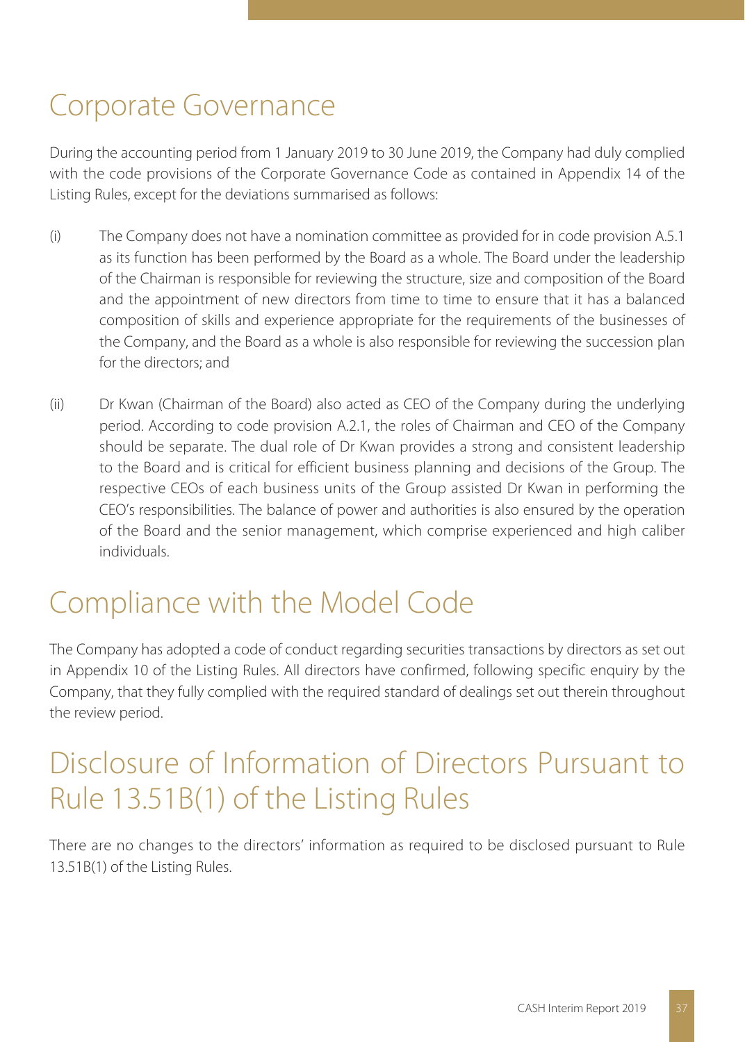# Corporate Governance

During the accounting period from 1 January 2019 to 30 June 2019, the Company had duly complied with the code provisions of the Corporate Governance Code as contained in Appendix 14 of the Listing Rules, except for the deviations summarised as follows:

(i) The Company does not have a nomination committee as provided for in code provision A.5.1 as its function has been performed by the Board as a whole. The Board under the leadership of the Chairman is responsible for reviewing the structure, size and composition of the Board and the appointment of new directors from time to time to ensure that it has a balanced composition of skills and experience appropriate for the requirements of the businesses of the Company, and the Board as a whole is also responsible for reviewing the succession plan for the directors; and

(ii) Dr Kwan (Chairman of the Board) also acted as CEO of the Company during the underlying period. According to code provision A.2.1, the roles of Chairman and CEO of the Company should be separate. The dual role of Dr Kwan provides a strong and consistent leadership to the Board and is critical for efficient business planning and decisions of the Group. The respective CEOs of each business units of the Group assisted Dr Kwan in performing the CEO's responsibilities. The balance of power and authorities is also ensured by the operation of the Board and the senior management, which comprise experienced and high caliber individuals.

# Compliance with the Model Code

The Company has adopted a code of conduct regarding securities transactions by directors as set out in Appendix 10 of the Listing Rules. All directors have confirmed, following specific enquiry by the Company, that they fully complied with the required standard of dealings set out therein throughout the review period.

# Disclosure of Information of Directors Pursuant to Rule 13.51B(1) of the Listing Rules

There are no changes to the directors' information as required to be disclosed pursuant to Rule 13.51B(1) of the Listing Rules.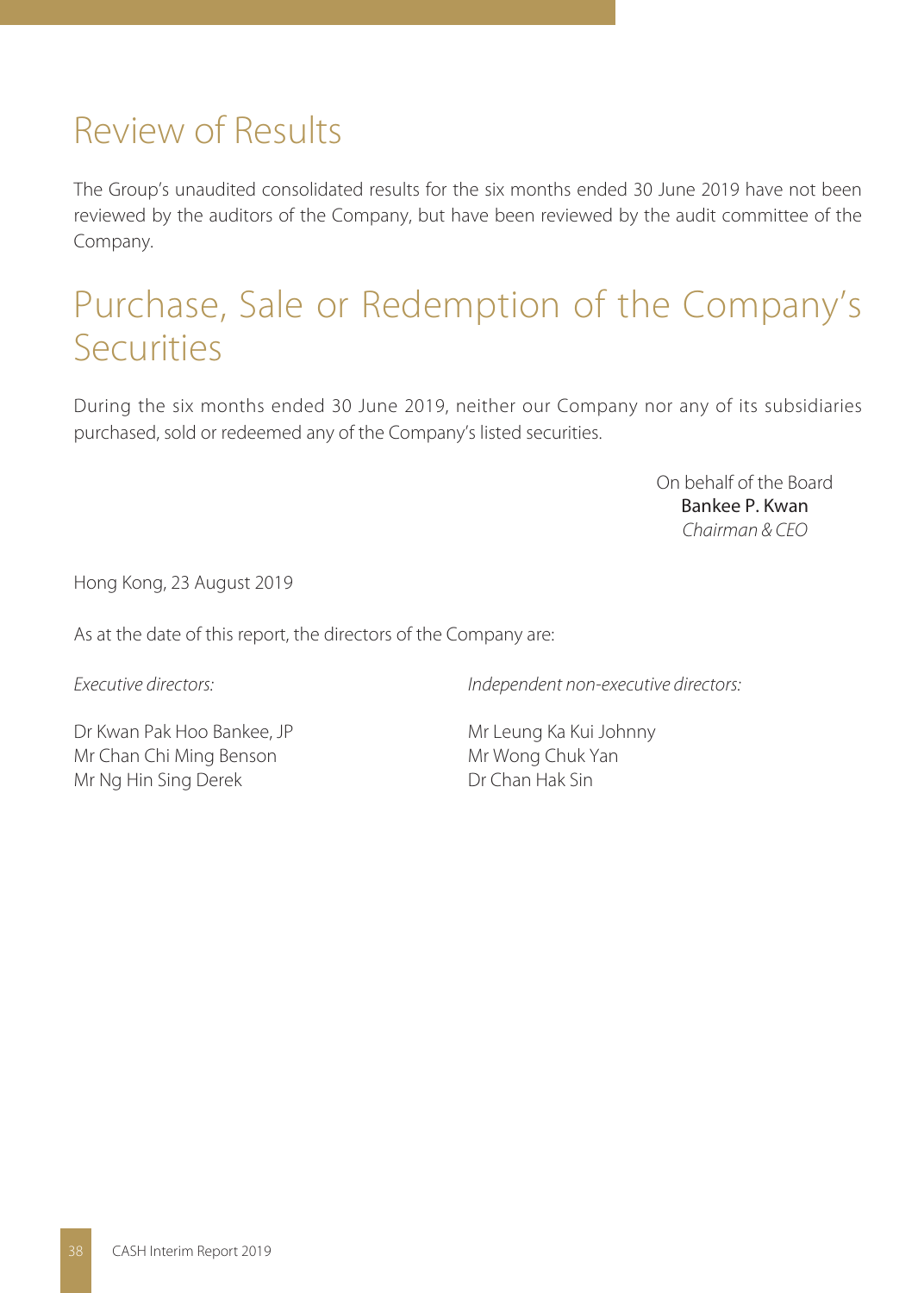## Review of Results

The Group's unaudited consolidated results for the six months ended 30 June 2019 have not been reviewed by the auditors of the Company, but have been reviewed by the audit committee of the Company.

## Purchase, Sale or Redemption of the Company's Securities

During the six months ended 30 June 2019, neither our Company nor any of its subsidiaries purchased, sold or redeemed any of the Company's listed securities.

On behalf of the Board
Bankee P. Kwan
*Chairman & CEO*

Hong Kong, 23 August 2019

As at the date of this report, the directors of the Company are:

*Executive directors:*

Dr Kwan Pak Hoo Bankee, JP
Mr Chan Chi Ming Benson
Mr Ng Hin Sing Derek

*Independent non-executive directors:*

Mr Leung Ka Kui Johnny
Mr Wong Chuk Yan
Dr Chan Hak Sin